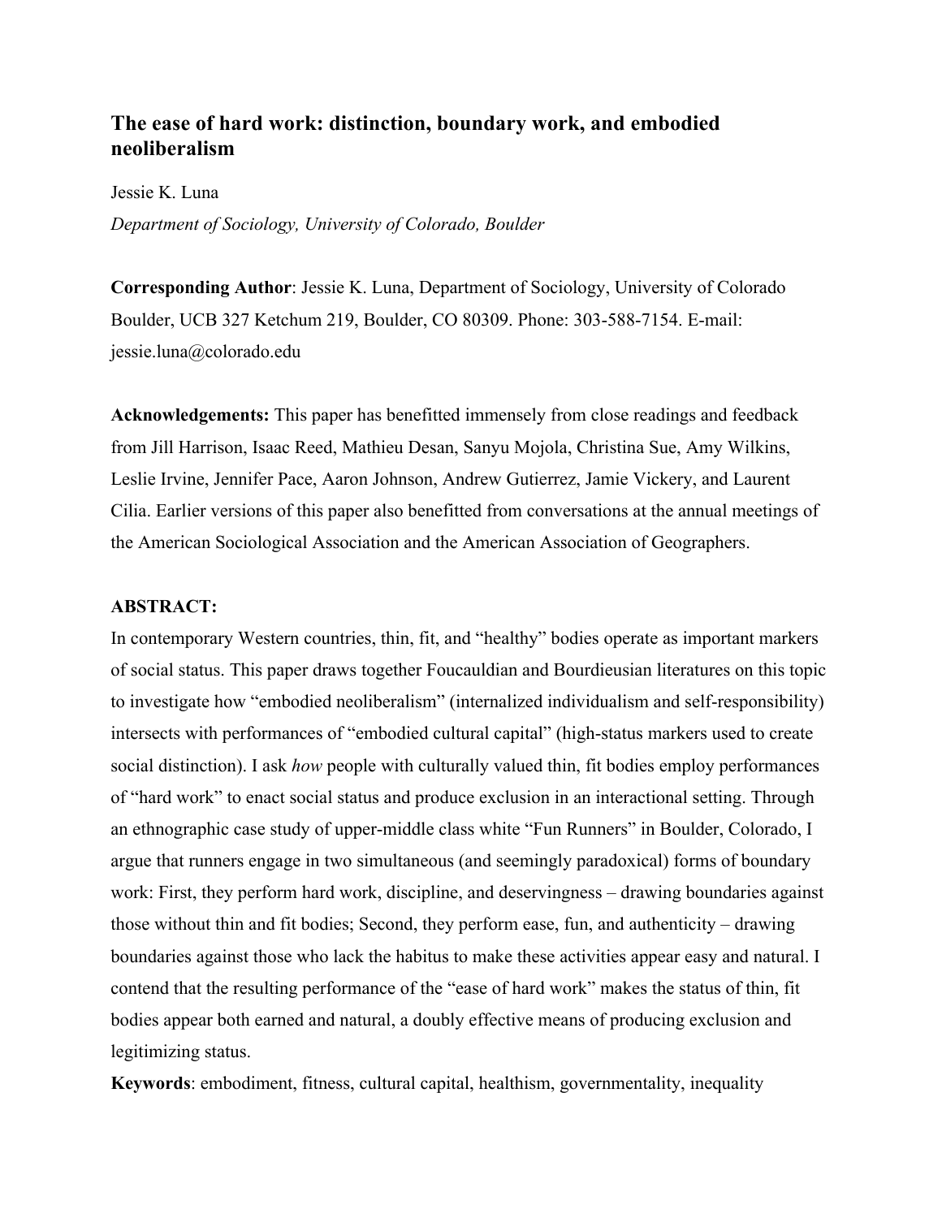# The ease of hard work: distinction, boundary work, and embodied neoliberalism

Jessie K. Luna

*Department of Sociology, University of Colorado, Boulder*

**Corresponding Author**: Jessie K. Luna, Department of Sociology, University of Colorado Boulder, UCB 327 Ketchum 219, Boulder, CO 80309. Phone: 303-588-7154. E-mail: jessie.luna@colorado.edu

**Acknowledgements:** This paper has benefitted immensely from close readings and feedback from Jill Harrison, Isaac Reed, Mathieu Desan, Sanyu Mojola, Christina Sue, Amy Wilkins, Leslie Irvine, Jennifer Pace, Aaron Johnson, Andrew Gutierrez, Jamie Vickery, and Laurent Cilia. Earlier versions of this paper also benefitted from conversations at the annual meetings of the American Sociological Association and the American Association of Geographers.

**ABSTRACT:**

In contemporary Western countries, thin, fit, and "healthy" bodies operate as important markers of social status. This paper draws together Foucauldian and Bourdieusian literatures on this topic to investigate how "embodied neoliberalism" (internalized individualism and self-responsibility) intersects with performances of "embodied cultural capital" (high-status markers used to create social distinction). I ask *how* people with culturally valued thin, fit bodies employ performances of "hard work" to enact social status and produce exclusion in an interactional setting. Through an ethnographic case study of upper-middle class white "Fun Runners" in Boulder, Colorado, I argue that runners engage in two simultaneous (and seemingly paradoxical) forms of boundary work: First, they perform hard work, discipline, and deservingness – drawing boundaries against those without thin and fit bodies; Second, they perform ease, fun, and authenticity – drawing boundaries against those who lack the habitus to make these activities appear easy and natural. I contend that the resulting performance of the "ease of hard work" makes the status of thin, fit bodies appear both earned and natural, a doubly effective means of producing exclusion and legitimizing status.

**Keywords**: embodiment, fitness, cultural capital, healthism, governmentality, inequality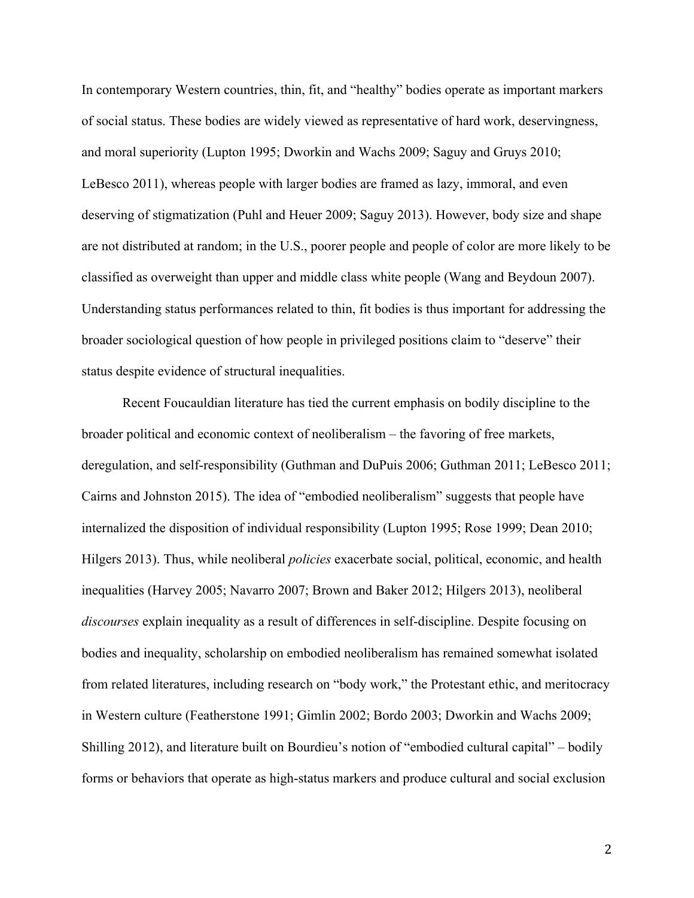In contemporary Western countries, thin, fit, and "healthy" bodies operate as important markers of social status. These bodies are widely viewed as representative of hard work, deservingness, and moral superiority (Lupton 1995; Dworkin and Wachs 2009; Saguy and Gruys 2010; LeBesco 2011), whereas people with larger bodies are framed as lazy, immoral, and even deserving of stigmatization (Puhl and Heuer 2009; Saguy 2013). However, body size and shape are not distributed at random; in the U.S., poorer people and people of color are more likely to be classified as overweight than upper and middle class white people (Wang and Beydoun 2007). Understanding status performances related to thin, fit bodies is thus important for addressing the broader sociological question of how people in privileged positions claim to "deserve" their status despite evidence of structural inequalities.

Recent Foucauldian literature has tied the current emphasis on bodily discipline to the broader political and economic context of neoliberalism – the favoring of free markets, deregulation, and self-responsibility (Guthman and DuPuis 2006; Guthman 2011; LeBesco 2011; Cairns and Johnston 2015). The idea of "embodied neoliberalism" suggests that people have internalized the disposition of individual responsibility (Lupton 1995; Rose 1999; Dean 2010; Hilgers 2013). Thus, while neoliberal *policies* exacerbate social, political, economic, and health inequalities (Harvey 2005; Navarro 2007; Brown and Baker 2012; Hilgers 2013), neoliberal *discourses* explain inequality as a result of differences in self-discipline. Despite focusing on bodies and inequality, scholarship on embodied neoliberalism has remained somewhat isolated from related literatures, including research on "body work," the Protestant ethic, and meritocracy in Western culture (Featherstone 1991; Gimlin 2002; Bordo 2003; Dworkin and Wachs 2009; Shilling 2012), and literature built on Bourdieu's notion of "embodied cultural capital" – bodily forms or behaviors that operate as high-status markers and produce cultural and social exclusion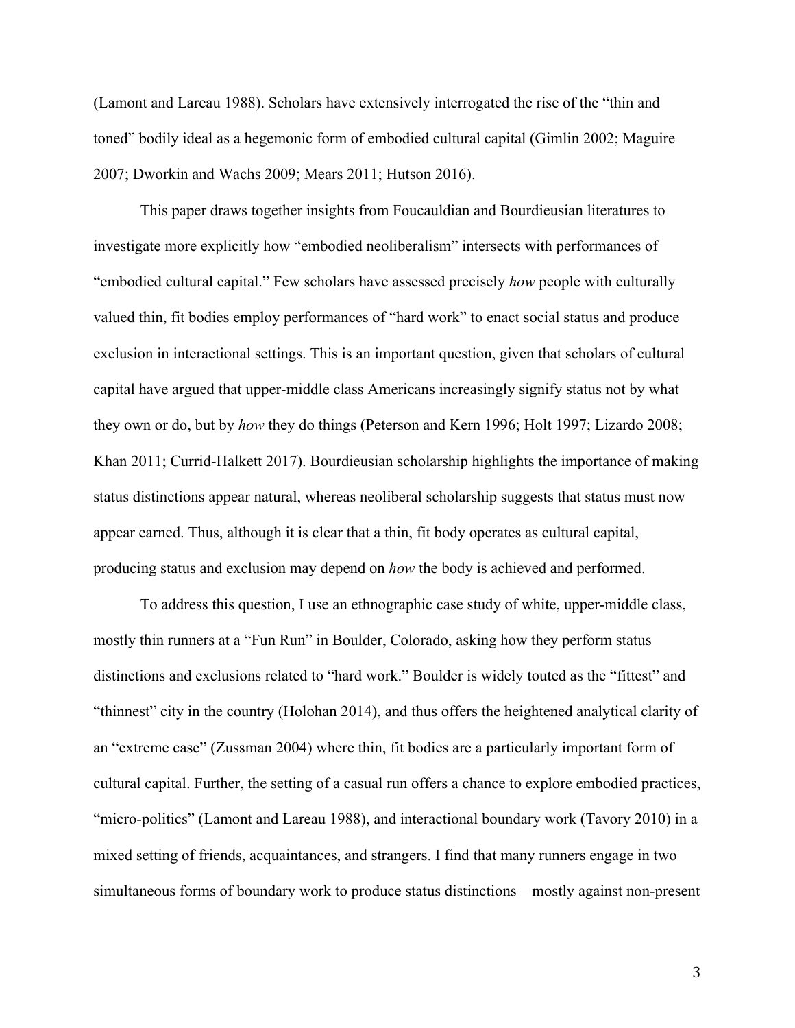(Lamont and Lareau 1988). Scholars have extensively interrogated the rise of the "thin and toned" bodily ideal as a hegemonic form of embodied cultural capital (Gimlin 2002; Maguire 2007; Dworkin and Wachs 2009; Mears 2011; Hutson 2016).

This paper draws together insights from Foucauldian and Bourdieusian literatures to investigate more explicitly how "embodied neoliberalism" intersects with performances of "embodied cultural capital." Few scholars have assessed precisely *how* people with culturally valued thin, fit bodies employ performances of "hard work" to enact social status and produce exclusion in interactional settings. This is an important question, given that scholars of cultural capital have argued that upper-middle class Americans increasingly signify status not by what they own or do, but by *how* they do things (Peterson and Kern 1996; Holt 1997; Lizardo 2008; Khan 2011; Currid-Halkett 2017). Bourdieusian scholarship highlights the importance of making status distinctions appear natural, whereas neoliberal scholarship suggests that status must now appear earned. Thus, although it is clear that a thin, fit body operates as cultural capital, producing status and exclusion may depend on *how* the body is achieved and performed.

To address this question, I use an ethnographic case study of white, upper-middle class, mostly thin runners at a "Fun Run" in Boulder, Colorado, asking how they perform status distinctions and exclusions related to "hard work." Boulder is widely touted as the "fittest" and "thinnest" city in the country (Holohan 2014), and thus offers the heightened analytical clarity of an "extreme case" (Zussman 2004) where thin, fit bodies are a particularly important form of cultural capital. Further, the setting of a casual run offers a chance to explore embodied practices, "micro-politics" (Lamont and Lareau 1988), and interactional boundary work (Tavory 2010) in a mixed setting of friends, acquaintances, and strangers. I find that many runners engage in two simultaneous forms of boundary work to produce status distinctions – mostly against non-present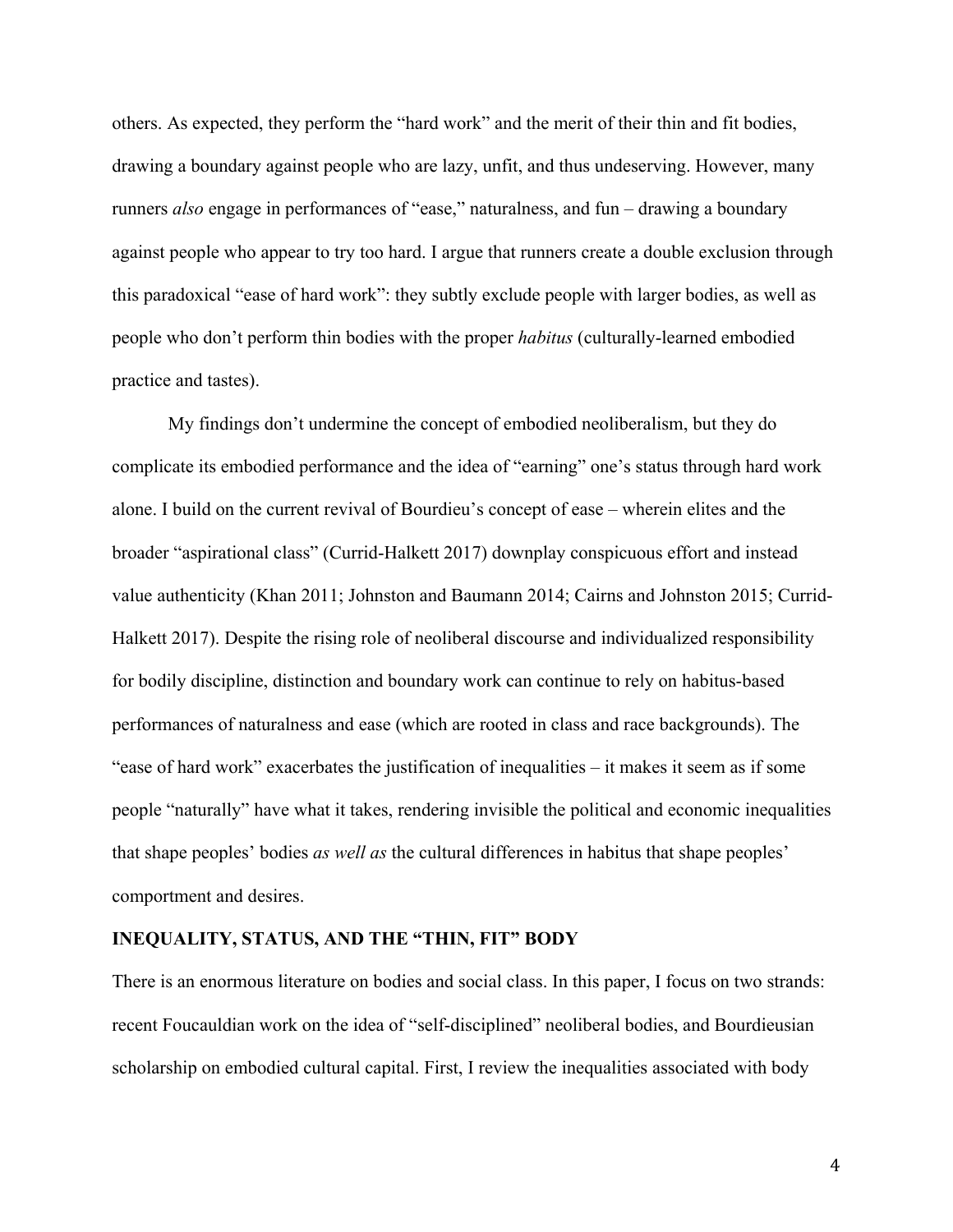others. As expected, they perform the "hard work" and the merit of their thin and fit bodies, drawing a boundary against people who are lazy, unfit, and thus undeserving. However, many runners *also* engage in performances of "ease," naturalness, and fun – drawing a boundary against people who appear to try too hard. I argue that runners create a double exclusion through this paradoxical "ease of hard work": they subtly exclude people with larger bodies, as well as people who don't perform thin bodies with the proper *habitus* (culturally-learned embodied practice and tastes).

My findings don't undermine the concept of embodied neoliberalism, but they do complicate its embodied performance and the idea of "earning" one's status through hard work alone. I build on the current revival of Bourdieu's concept of ease – wherein elites and the broader "aspirational class" (Currid-Halkett 2017) downplay conspicuous effort and instead value authenticity (Khan 2011; Johnston and Baumann 2014; Cairns and Johnston 2015; Currid-Halkett 2017). Despite the rising role of neoliberal discourse and individualized responsibility for bodily discipline, distinction and boundary work can continue to rely on habitus-based performances of naturalness and ease (which are rooted in class and race backgrounds). The "ease of hard work" exacerbates the justification of inequalities – it makes it seem as if some people "naturally" have what it takes, rendering invisible the political and economic inequalities that shape peoples' bodies *as well as* the cultural differences in habitus that shape peoples' comportment and desires.

## INEQUALITY, STATUS, AND THE "THIN, FIT" BODY

There is an enormous literature on bodies and social class. In this paper, I focus on two strands: recent Foucauldian work on the idea of "self-disciplined" neoliberal bodies, and Bourdieusian scholarship on embodied cultural capital. First, I review the inequalities associated with body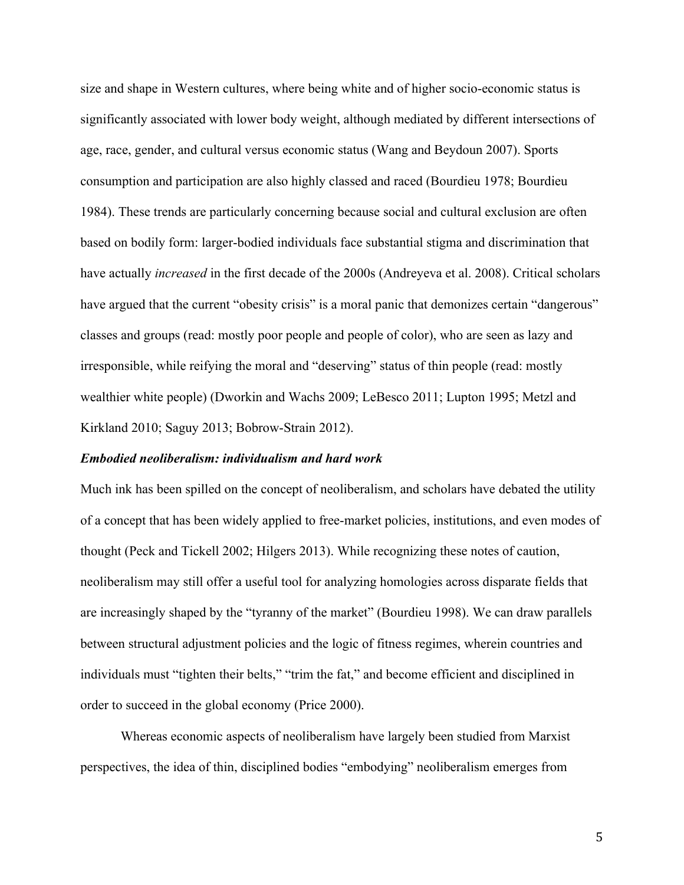size and shape in Western cultures, where being white and of higher socio-economic status is significantly associated with lower body weight, although mediated by different intersections of age, race, gender, and cultural versus economic status (Wang and Beydoun 2007). Sports consumption and participation are also highly classed and raced (Bourdieu 1978; Bourdieu 1984). These trends are particularly concerning because social and cultural exclusion are often based on bodily form: larger-bodied individuals face substantial stigma and discrimination that have actually *increased* in the first decade of the 2000s (Andreyeva et al. 2008). Critical scholars have argued that the current "obesity crisis" is a moral panic that demonizes certain "dangerous" classes and groups (read: mostly poor people and people of color), who are seen as lazy and irresponsible, while reifying the moral and "deserving" status of thin people (read: mostly wealthier white people) (Dworkin and Wachs 2009; LeBesco 2011; Lupton 1995; Metzl and Kirkland 2010; Saguy 2013; Bobrow-Strain 2012).

### *Embodied neoliberalism: individualism and hard work*

Much ink has been spilled on the concept of neoliberalism, and scholars have debated the utility of a concept that has been widely applied to free-market policies, institutions, and even modes of thought (Peck and Tickell 2002; Hilgers 2013). While recognizing these notes of caution, neoliberalism may still offer a useful tool for analyzing homologies across disparate fields that are increasingly shaped by the "tyranny of the market" (Bourdieu 1998). We can draw parallels between structural adjustment policies and the logic of fitness regimes, wherein countries and individuals must "tighten their belts," "trim the fat," and become efficient and disciplined in order to succeed in the global economy (Price 2000).

Whereas economic aspects of neoliberalism have largely been studied from Marxist perspectives, the idea of thin, disciplined bodies "embodying" neoliberalism emerges from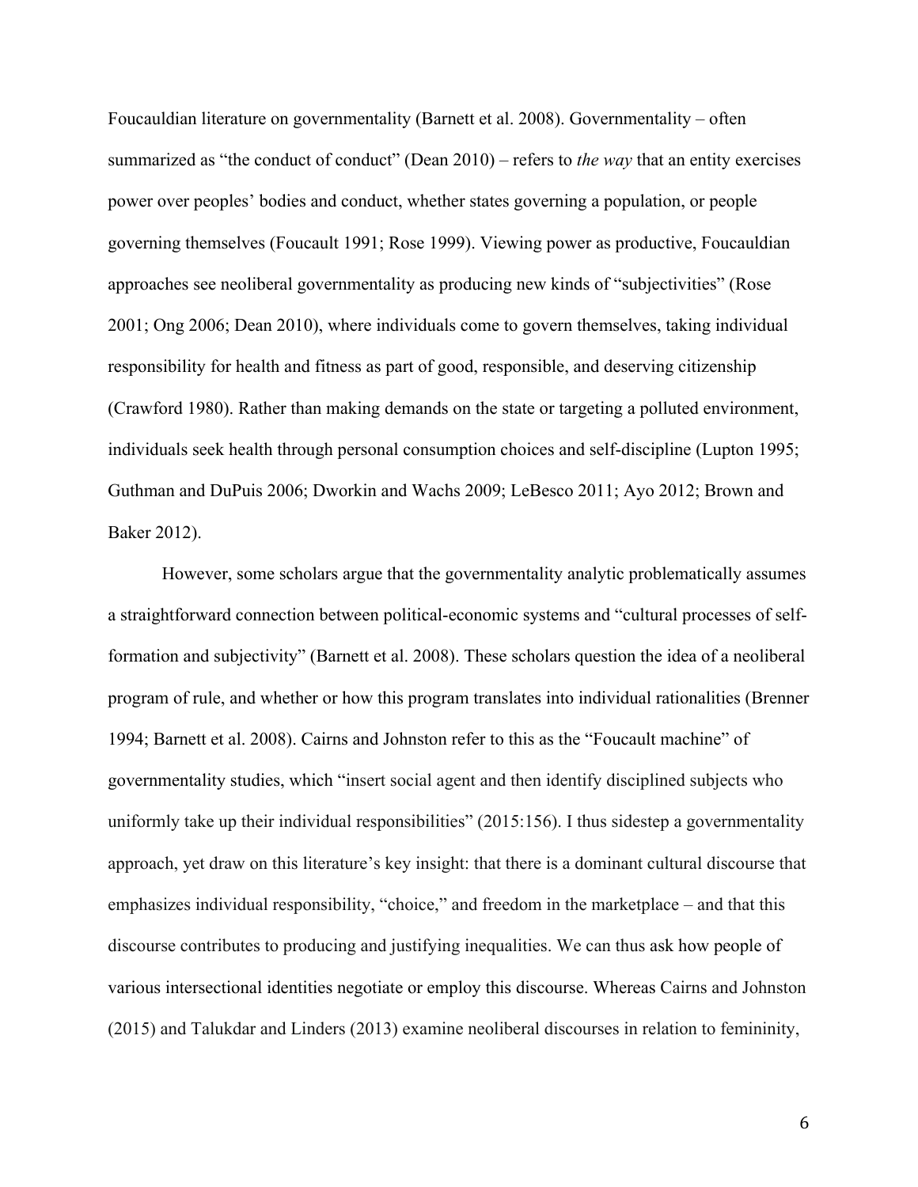Foucauldian literature on governmentality (Barnett et al. 2008). Governmentality – often summarized as "the conduct of conduct" (Dean 2010) – refers to *the way* that an entity exercises power over peoples' bodies and conduct, whether states governing a population, or people governing themselves (Foucault 1991; Rose 1999). Viewing power as productive, Foucauldian approaches see neoliberal governmentality as producing new kinds of "subjectivities" (Rose 2001; Ong 2006; Dean 2010), where individuals come to govern themselves, taking individual responsibility for health and fitness as part of good, responsible, and deserving citizenship (Crawford 1980). Rather than making demands on the state or targeting a polluted environment, individuals seek health through personal consumption choices and self-discipline (Lupton 1995; Guthman and DuPuis 2006; Dworkin and Wachs 2009; LeBesco 2011; Ayo 2012; Brown and Baker 2012).

However, some scholars argue that the governmentality analytic problematically assumes a straightforward connection between political-economic systems and "cultural processes of self-formation and subjectivity" (Barnett et al. 2008). These scholars question the idea of a neoliberal program of rule, and whether or how this program translates into individual rationalities (Brenner 1994; Barnett et al. 2008). Cairns and Johnston refer to this as the "Foucault machine" of governmentality studies, which "insert social agent and then identify disciplined subjects who uniformly take up their individual responsibilities" (2015:156). I thus sidestep a governmentality approach, yet draw on this literature's key insight: that there is a dominant cultural discourse that emphasizes individual responsibility, "choice," and freedom in the marketplace – and that this discourse contributes to producing and justifying inequalities. We can thus ask how people of various intersectional identities negotiate or employ this discourse. Whereas Cairns and Johnston (2015) and Talukdar and Linders (2013) examine neoliberal discourses in relation to femininity,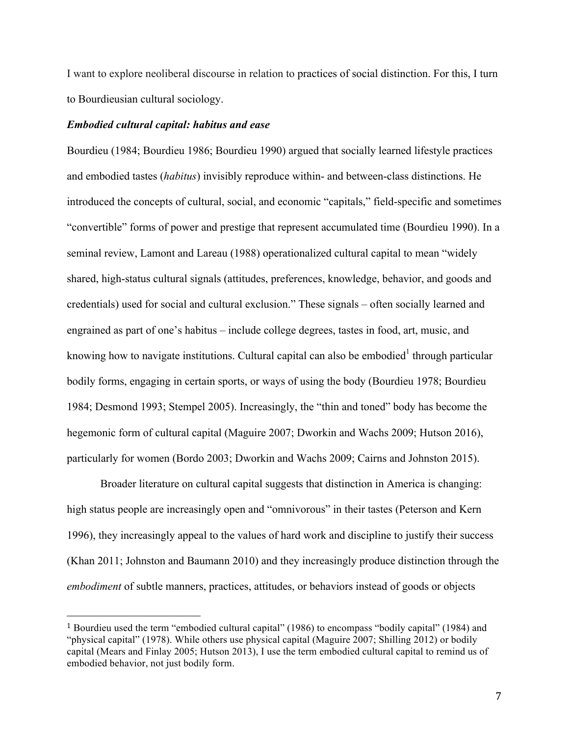I want to explore neoliberal discourse in relation to practices of social distinction. For this, I turn to Bourdieusian cultural sociology.

***Embodied cultural capital: habitus and ease***

Bourdieu (1984; Bourdieu 1986; Bourdieu 1990) argued that socially learned lifestyle practices and embodied tastes (*habitus*) invisibly reproduce within- and between-class distinctions. He introduced the concepts of cultural, social, and economic "capitals," field-specific and sometimes "convertible" forms of power and prestige that represent accumulated time (Bourdieu 1990). In a seminal review, Lamont and Lareau (1988) operationalized cultural capital to mean "widely shared, high-status cultural signals (attitudes, preferences, knowledge, behavior, and goods and credentials) used for social and cultural exclusion." These signals – often socially learned and engrained as part of one's habitus – include college degrees, tastes in food, art, music, and knowing how to navigate institutions. Cultural capital can also be embodied[1] through particular bodily forms, engaging in certain sports, or ways of using the body (Bourdieu 1978; Bourdieu 1984; Desmond 1993; Stempel 2005). Increasingly, the "thin and toned" body has become the hegemonic form of cultural capital (Maguire 2007; Dworkin and Wachs 2009; Hutson 2016), particularly for women (Bordo 2003; Dworkin and Wachs 2009; Cairns and Johnston 2015).

Broader literature on cultural capital suggests that distinction in America is changing: high status people are increasingly open and "omnivorous" in their tastes (Peterson and Kern 1996), they increasingly appeal to the values of hard work and discipline to justify their success (Khan 2011; Johnston and Baumann 2010) and they increasingly produce distinction through the *embodiment* of subtle manners, practices, attitudes, or behaviors instead of goods or objects

[1] Bourdieu used the term "embodied cultural capital" (1986) to encompass "bodily capital" (1984) and "physical capital" (1978). While others use physical capital (Maguire 2007; Shilling 2012) or bodily capital (Mears and Finlay 2005; Hutson 2013), I use the term embodied cultural capital to remind us of embodied behavior, not just bodily form.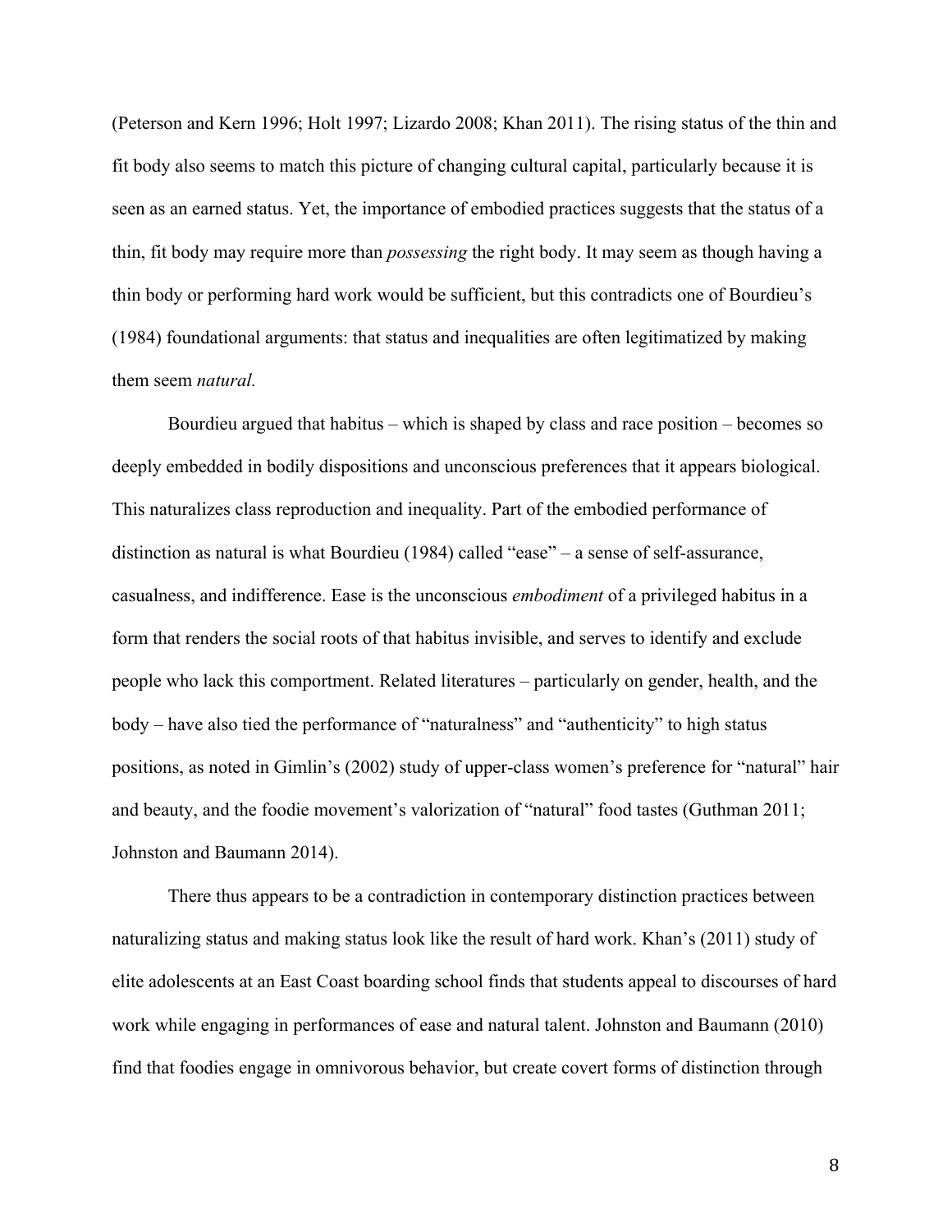(Peterson and Kern 1996; Holt 1997; Lizardo 2008; Khan 2011). The rising status of the thin and fit body also seems to match this picture of changing cultural capital, particularly because it is seen as an earned status. Yet, the importance of embodied practices suggests that the status of a thin, fit body may require more than *possessing* the right body. It may seem as though having a thin body or performing hard work would be sufficient, but this contradicts one of Bourdieu's (1984) foundational arguments: that status and inequalities are often legitimatized by making them seem *natural.*

Bourdieu argued that habitus – which is shaped by class and race position – becomes so deeply embedded in bodily dispositions and unconscious preferences that it appears biological. This naturalizes class reproduction and inequality. Part of the embodied performance of distinction as natural is what Bourdieu (1984) called "ease" – a sense of self-assurance, casualness, and indifference. Ease is the unconscious *embodiment* of a privileged habitus in a form that renders the social roots of that habitus invisible, and serves to identify and exclude people who lack this comportment. Related literatures – particularly on gender, health, and the body – have also tied the performance of "naturalness" and "authenticity" to high status positions, as noted in Gimlin's (2002) study of upper-class women's preference for "natural" hair and beauty, and the foodie movement's valorization of "natural" food tastes (Guthman 2011; Johnston and Baumann 2014).

There thus appears to be a contradiction in contemporary distinction practices between naturalizing status and making status look like the result of hard work. Khan's (2011) study of elite adolescents at an East Coast boarding school finds that students appeal to discourses of hard work while engaging in performances of ease and natural talent. Johnston and Baumann (2010) find that foodies engage in omnivorous behavior, but create covert forms of distinction through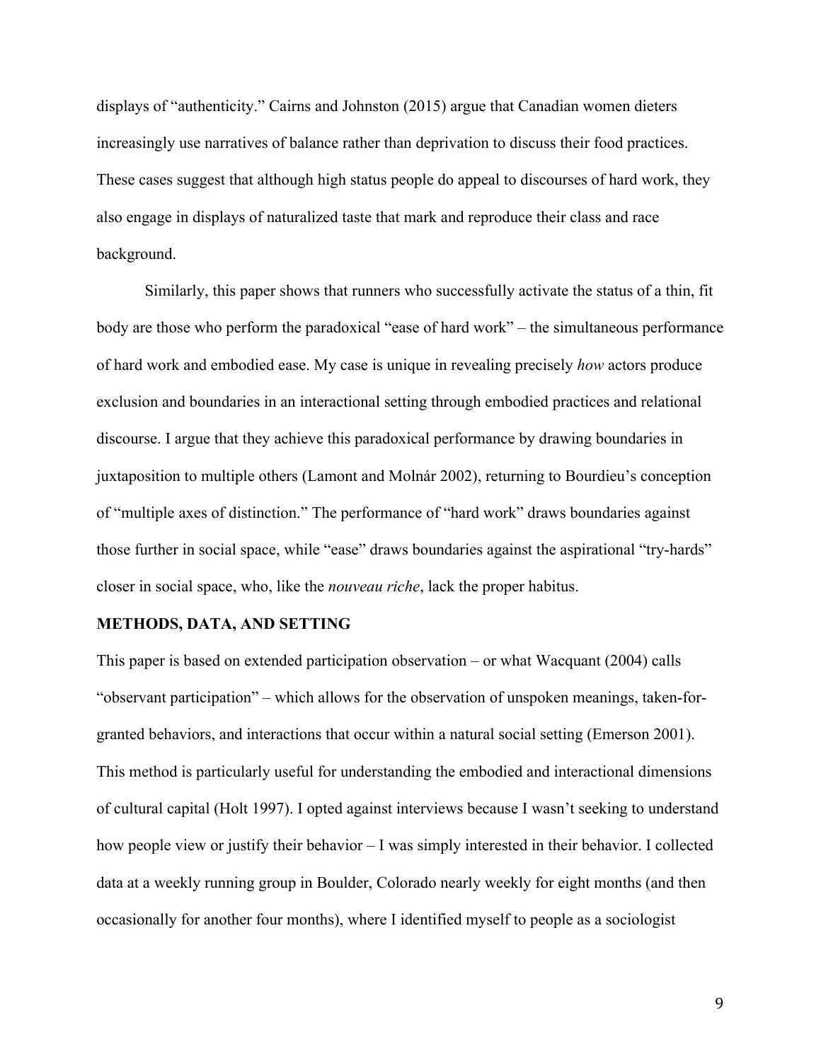displays of "authenticity." Cairns and Johnston (2015) argue that Canadian women dieters increasingly use narratives of balance rather than deprivation to discuss their food practices. These cases suggest that although high status people do appeal to discourses of hard work, they also engage in displays of naturalized taste that mark and reproduce their class and race background.

Similarly, this paper shows that runners who successfully activate the status of a thin, fit body are those who perform the paradoxical "ease of hard work" – the simultaneous performance of hard work and embodied ease. My case is unique in revealing precisely *how* actors produce exclusion and boundaries in an interactional setting through embodied practices and relational discourse. I argue that they achieve this paradoxical performance by drawing boundaries in juxtaposition to multiple others (Lamont and Molnár 2002), returning to Bourdieu's conception of "multiple axes of distinction." The performance of "hard work" draws boundaries against those further in social space, while "ease" draws boundaries against the aspirational "try-hards" closer in social space, who, like the *nouveau riche*, lack the proper habitus.

## METHODS, DATA, AND SETTING

This paper is based on extended participation observation – or what Wacquant (2004) calls "observant participation" – which allows for the observation of unspoken meanings, taken-for-granted behaviors, and interactions that occur within a natural social setting (Emerson 2001). This method is particularly useful for understanding the embodied and interactional dimensions of cultural capital (Holt 1997). I opted against interviews because I wasn't seeking to understand how people view or justify their behavior – I was simply interested in their behavior. I collected data at a weekly running group in Boulder, Colorado nearly weekly for eight months (and then occasionally for another four months), where I identified myself to people as a sociologist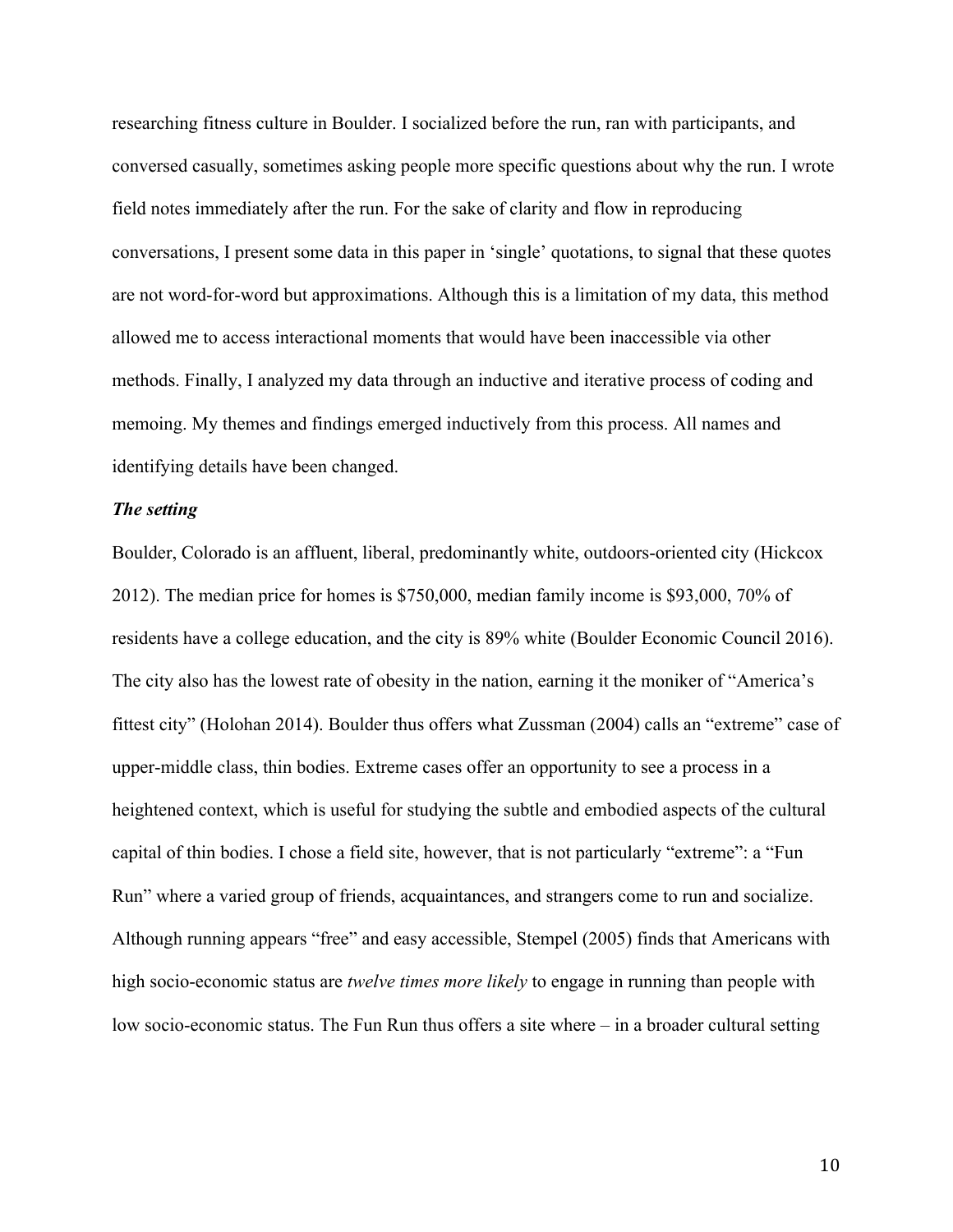researching fitness culture in Boulder. I socialized before the run, ran with participants, and conversed casually, sometimes asking people more specific questions about why the run. I wrote field notes immediately after the run. For the sake of clarity and flow in reproducing conversations, I present some data in this paper in 'single' quotations, to signal that these quotes are not word-for-word but approximations. Although this is a limitation of my data, this method allowed me to access interactional moments that would have been inaccessible via other methods. Finally, I analyzed my data through an inductive and iterative process of coding and memoing. My themes and findings emerged inductively from this process. All names and identifying details have been changed.

***The setting***

Boulder, Colorado is an affluent, liberal, predominantly white, outdoors-oriented city (Hickcox 2012). The median price for homes is $750,000, median family income is $93,000, 70% of residents have a college education, and the city is 89% white (Boulder Economic Council 2016). The city also has the lowest rate of obesity in the nation, earning it the moniker of "America's fittest city" (Holohan 2014). Boulder thus offers what Zussman (2004) calls an "extreme" case of upper-middle class, thin bodies. Extreme cases offer an opportunity to see a process in a heightened context, which is useful for studying the subtle and embodied aspects of the cultural capital of thin bodies. I chose a field site, however, that is not particularly "extreme": a "Fun Run" where a varied group of friends, acquaintances, and strangers come to run and socialize. Although running appears "free" and easy accessible, Stempel (2005) finds that Americans with high socio-economic status are *twelve times more likely* to engage in running than people with low socio-economic status. The Fun Run thus offers a site where – in a broader cultural setting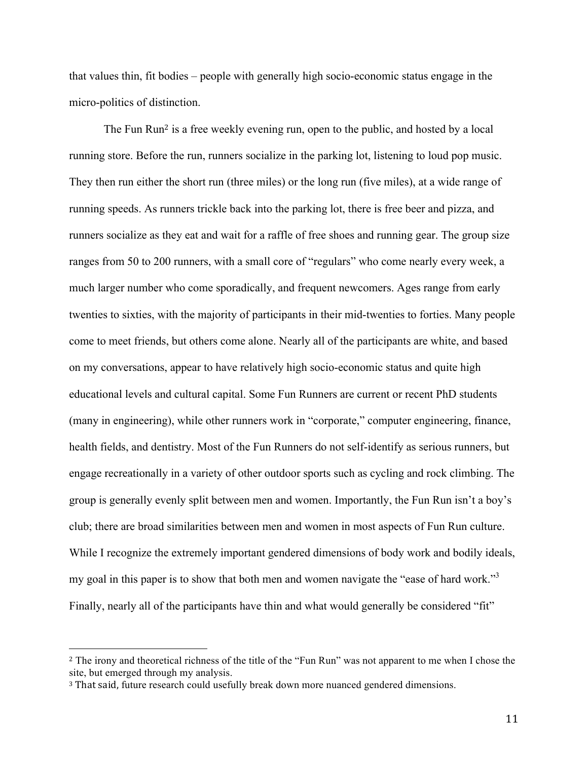that values thin, fit bodies – people with generally high socio-economic status engage in the micro-politics of distinction.

The Fun Run[2] is a free weekly evening run, open to the public, and hosted by a local running store. Before the run, runners socialize in the parking lot, listening to loud pop music. They then run either the short run (three miles) or the long run (five miles), at a wide range of running speeds. As runners trickle back into the parking lot, there is free beer and pizza, and runners socialize as they eat and wait for a raffle of free shoes and running gear. The group size ranges from 50 to 200 runners, with a small core of "regulars" who come nearly every week, a much larger number who come sporadically, and frequent newcomers. Ages range from early twenties to sixties, with the majority of participants in their mid-twenties to forties. Many people come to meet friends, but others come alone. Nearly all of the participants are white, and based on my conversations, appear to have relatively high socio-economic status and quite high educational levels and cultural capital. Some Fun Runners are current or recent PhD students (many in engineering), while other runners work in "corporate," computer engineering, finance, health fields, and dentistry. Most of the Fun Runners do not self-identify as serious runners, but engage recreationally in a variety of other outdoor sports such as cycling and rock climbing. The group is generally evenly split between men and women. Importantly, the Fun Run isn't a boy's club; there are broad similarities between men and women in most aspects of Fun Run culture. While I recognize the extremely important gendered dimensions of body work and bodily ideals, my goal in this paper is to show that both men and women navigate the "ease of hard work."[3] Finally, nearly all of the participants have thin and what would generally be considered "fit"

---

[2] The irony and theoretical richness of the title of the "Fun Run" was not apparent to me when I chose the site, but emerged through my analysis.

[3] That said, future research could usefully break down more nuanced gendered dimensions.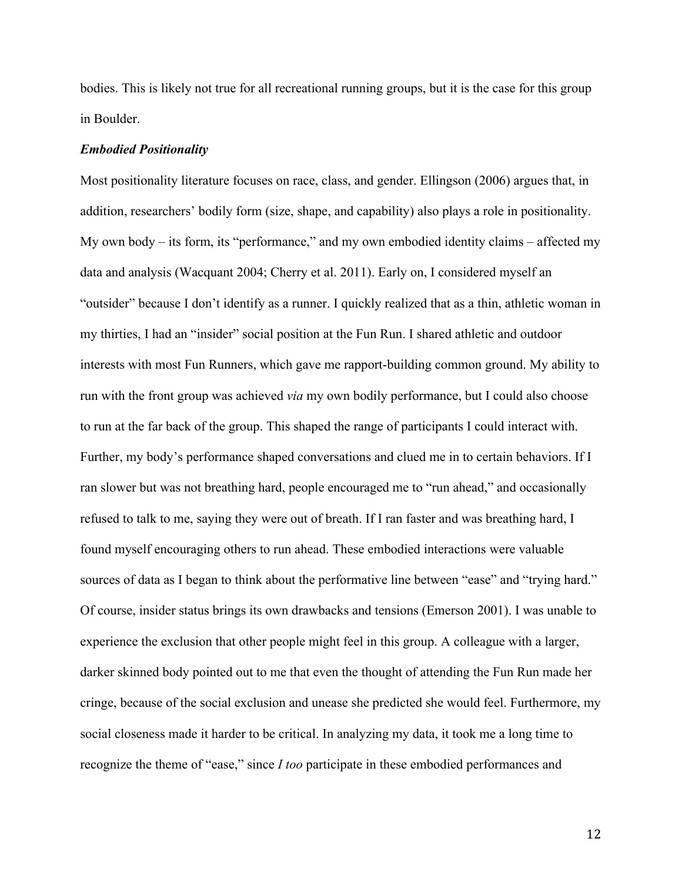bodies. This is likely not true for all recreational running groups, but it is the case for this group in Boulder.

### *Embodied Positionality*

Most positionality literature focuses on race, class, and gender. Ellingson (2006) argues that, in addition, researchers' bodily form (size, shape, and capability) also plays a role in positionality. My own body – its form, its "performance," and my own embodied identity claims – affected my data and analysis (Wacquant 2004; Cherry et al. 2011). Early on, I considered myself an "outsider" because I don't identify as a runner. I quickly realized that as a thin, athletic woman in my thirties, I had an "insider" social position at the Fun Run. I shared athletic and outdoor interests with most Fun Runners, which gave me rapport-building common ground. My ability to run with the front group was achieved *via* my own bodily performance, but I could also choose to run at the far back of the group. This shaped the range of participants I could interact with. Further, my body's performance shaped conversations and clued me in to certain behaviors. If I ran slower but was not breathing hard, people encouraged me to "run ahead," and occasionally refused to talk to me, saying they were out of breath. If I ran faster and was breathing hard, I found myself encouraging others to run ahead. These embodied interactions were valuable sources of data as I began to think about the performative line between "ease" and "trying hard." Of course, insider status brings its own drawbacks and tensions (Emerson 2001). I was unable to experience the exclusion that other people might feel in this group. A colleague with a larger, darker skinned body pointed out to me that even the thought of attending the Fun Run made her cringe, because of the social exclusion and unease she predicted she would feel. Furthermore, my social closeness made it harder to be critical. In analyzing my data, it took me a long time to recognize the theme of "ease," since *I too* participate in these embodied performances and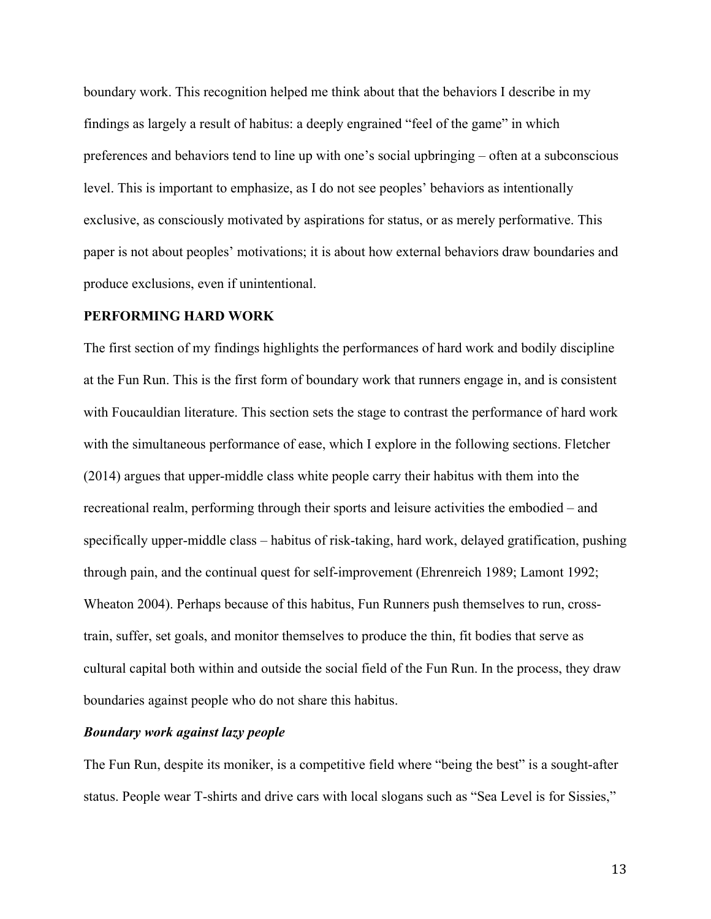boundary work. This recognition helped me think about that the behaviors I describe in my findings as largely a result of habitus: a deeply engrained "feel of the game" in which preferences and behaviors tend to line up with one's social upbringing – often at a subconscious level. This is important to emphasize, as I do not see peoples' behaviors as intentionally exclusive, as consciously motivated by aspirations for status, or as merely performative. This paper is not about peoples' motivations; it is about how external behaviors draw boundaries and produce exclusions, even if unintentional.

## PERFORMING HARD WORK

The first section of my findings highlights the performances of hard work and bodily discipline at the Fun Run. This is the first form of boundary work that runners engage in, and is consistent with Foucauldian literature. This section sets the stage to contrast the performance of hard work with the simultaneous performance of ease, which I explore in the following sections. Fletcher (2014) argues that upper-middle class white people carry their habitus with them into the recreational realm, performing through their sports and leisure activities the embodied – and specifically upper-middle class – habitus of risk-taking, hard work, delayed gratification, pushing through pain, and the continual quest for self-improvement (Ehrenreich 1989; Lamont 1992; Wheaton 2004). Perhaps because of this habitus, Fun Runners push themselves to run, cross-train, suffer, set goals, and monitor themselves to produce the thin, fit bodies that serve as cultural capital both within and outside the social field of the Fun Run. In the process, they draw boundaries against people who do not share this habitus.

### *Boundary work against lazy people*

The Fun Run, despite its moniker, is a competitive field where "being the best" is a sought-after status. People wear T-shirts and drive cars with local slogans such as "Sea Level is for Sissies,"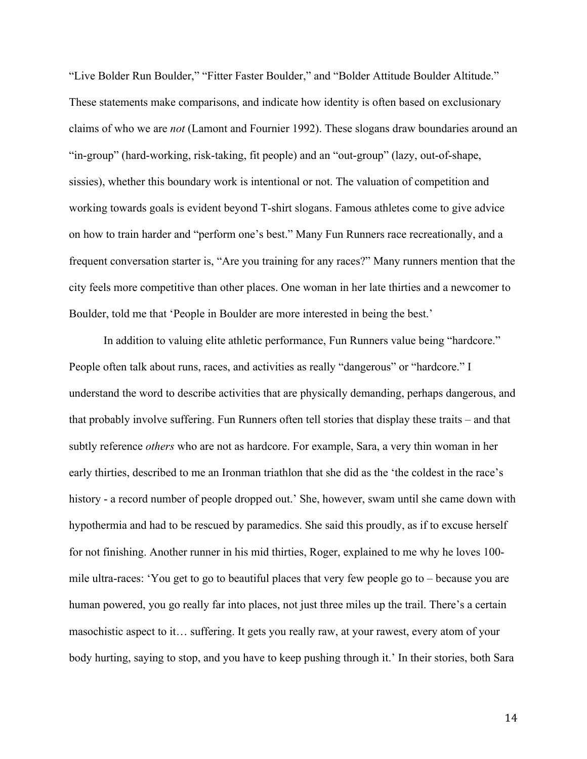"Live Bolder Run Boulder," "Fitter Faster Boulder," and "Bolder Attitude Boulder Altitude." These statements make comparisons, and indicate how identity is often based on exclusionary claims of who we are *not* (Lamont and Fournier 1992). These slogans draw boundaries around an "in-group" (hard-working, risk-taking, fit people) and an "out-group" (lazy, out-of-shape, sissies), whether this boundary work is intentional or not. The valuation of competition and working towards goals is evident beyond T-shirt slogans. Famous athletes come to give advice on how to train harder and "perform one's best." Many Fun Runners race recreationally, and a frequent conversation starter is, "Are you training for any races?" Many runners mention that the city feels more competitive than other places. One woman in her late thirties and a newcomer to Boulder, told me that 'People in Boulder are more interested in being the best.'

In addition to valuing elite athletic performance, Fun Runners value being "hardcore." People often talk about runs, races, and activities as really "dangerous" or "hardcore." I understand the word to describe activities that are physically demanding, perhaps dangerous, and that probably involve suffering. Fun Runners often tell stories that display these traits – and that subtly reference *others* who are not as hardcore. For example, Sara, a very thin woman in her early thirties, described to me an Ironman triathlon that she did as the 'the coldest in the race's history - a record number of people dropped out.' She, however, swam until she came down with hypothermia and had to be rescued by paramedics. She said this proudly, as if to excuse herself for not finishing. Another runner in his mid thirties, Roger, explained to me why he loves 100-mile ultra-races: 'You get to go to beautiful places that very few people go to – because you are human powered, you go really far into places, not just three miles up the trail. There's a certain masochistic aspect to it… suffering. It gets you really raw, at your rawest, every atom of your body hurting, saying to stop, and you have to keep pushing through it.' In their stories, both Sara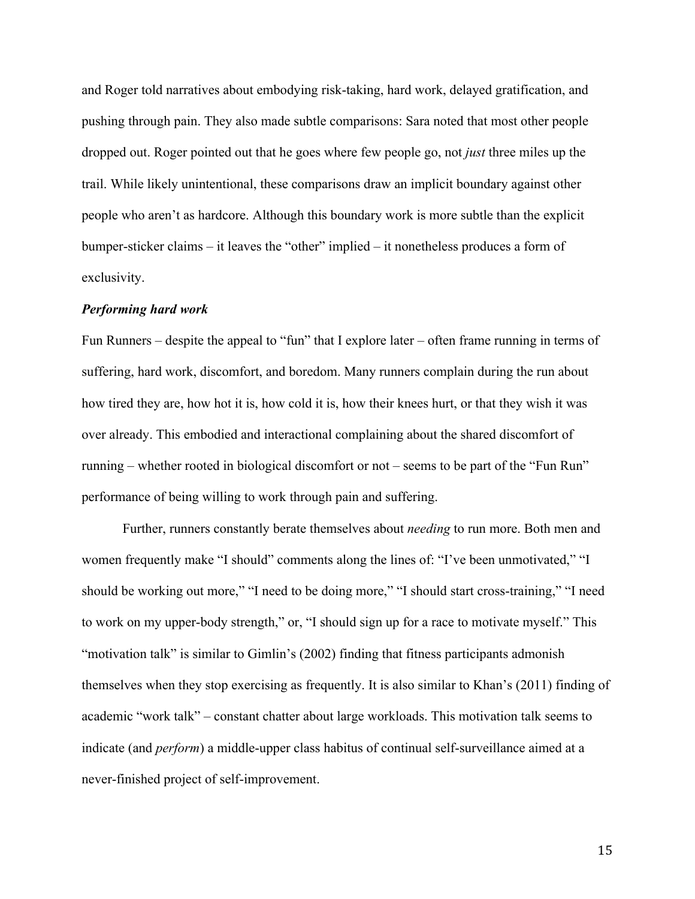and Roger told narratives about embodying risk-taking, hard work, delayed gratification, and pushing through pain. They also made subtle comparisons: Sara noted that most other people dropped out. Roger pointed out that he goes where few people go, not *just* three miles up the trail. While likely unintentional, these comparisons draw an implicit boundary against other people who aren't as hardcore. Although this boundary work is more subtle than the explicit bumper-sticker claims – it leaves the "other" implied – it nonetheless produces a form of exclusivity.

***Performing hard work***

Fun Runners – despite the appeal to "fun" that I explore later – often frame running in terms of suffering, hard work, discomfort, and boredom. Many runners complain during the run about how tired they are, how hot it is, how cold it is, how their knees hurt, or that they wish it was over already. This embodied and interactional complaining about the shared discomfort of running – whether rooted in biological discomfort or not – seems to be part of the "Fun Run" performance of being willing to work through pain and suffering.

Further, runners constantly berate themselves about *needing* to run more. Both men and women frequently make "I should" comments along the lines of: "I've been unmotivated," "I should be working out more," "I need to be doing more," "I should start cross-training," "I need to work on my upper-body strength," or, "I should sign up for a race to motivate myself." This "motivation talk" is similar to Gimlin's (2002) finding that fitness participants admonish themselves when they stop exercising as frequently. It is also similar to Khan's (2011) finding of academic "work talk" – constant chatter about large workloads. This motivation talk seems to indicate (and *perform*) a middle-upper class habitus of continual self-surveillance aimed at a never-finished project of self-improvement.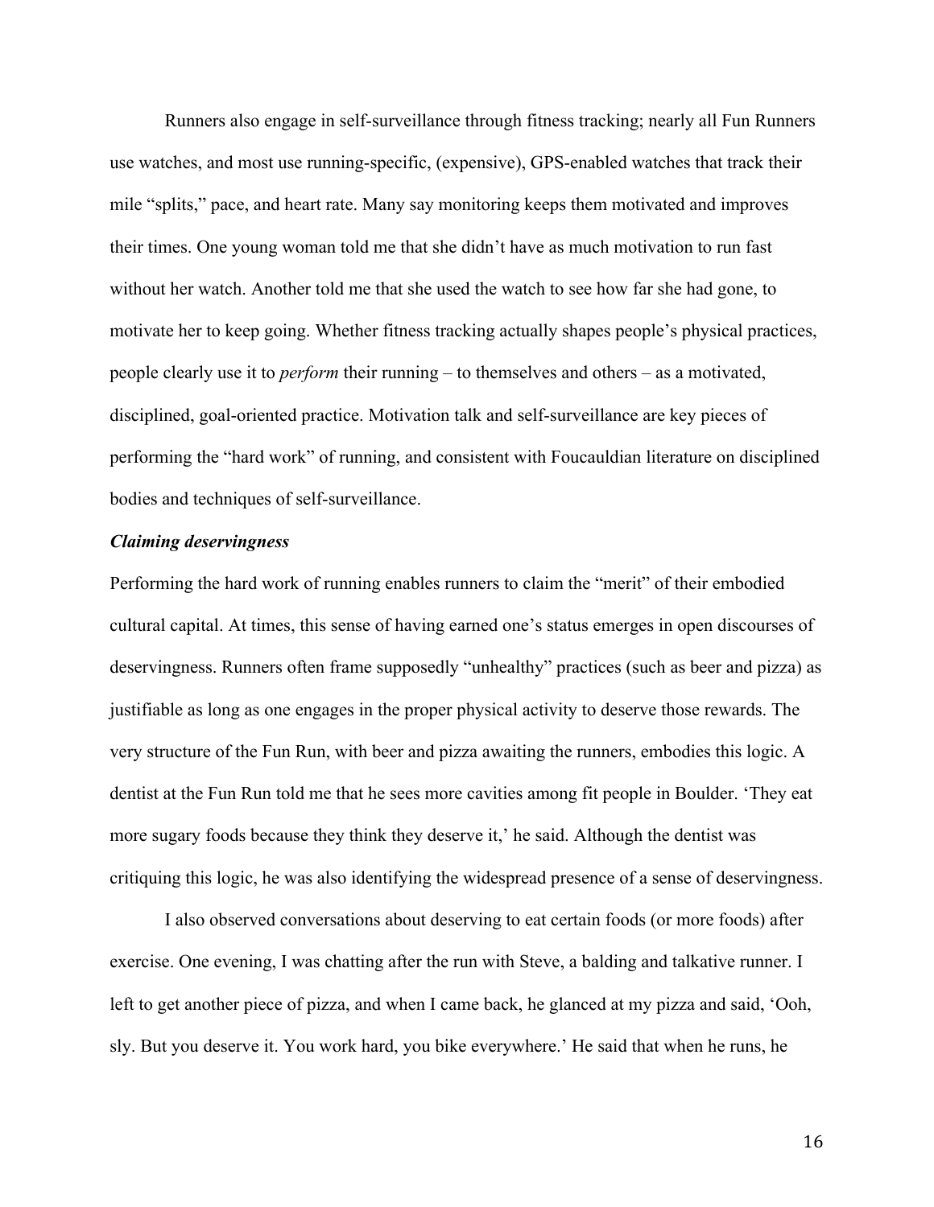Runners also engage in self-surveillance through fitness tracking; nearly all Fun Runners use watches, and most use running-specific, (expensive), GPS-enabled watches that track their mile "splits," pace, and heart rate. Many say monitoring keeps them motivated and improves their times. One young woman told me that she didn't have as much motivation to run fast without her watch. Another told me that she used the watch to see how far she had gone, to motivate her to keep going. Whether fitness tracking actually shapes people's physical practices, people clearly use it to *perform* their running – to themselves and others – as a motivated, disciplined, goal-oriented practice. Motivation talk and self-surveillance are key pieces of performing the "hard work" of running, and consistent with Foucauldian literature on disciplined bodies and techniques of self-surveillance.

***Claiming deservingness***

Performing the hard work of running enables runners to claim the "merit" of their embodied cultural capital. At times, this sense of having earned one's status emerges in open discourses of deservingness. Runners often frame supposedly "unhealthy" practices (such as beer and pizza) as justifiable as long as one engages in the proper physical activity to deserve those rewards. The very structure of the Fun Run, with beer and pizza awaiting the runners, embodies this logic. A dentist at the Fun Run told me that he sees more cavities among fit people in Boulder. 'They eat more sugary foods because they think they deserve it,' he said. Although the dentist was critiquing this logic, he was also identifying the widespread presence of a sense of deservingness.

I also observed conversations about deserving to eat certain foods (or more foods) after exercise. One evening, I was chatting after the run with Steve, a balding and talkative runner. I left to get another piece of pizza, and when I came back, he glanced at my pizza and said, 'Ooh, sly. But you deserve it. You work hard, you bike everywhere.' He said that when he runs, he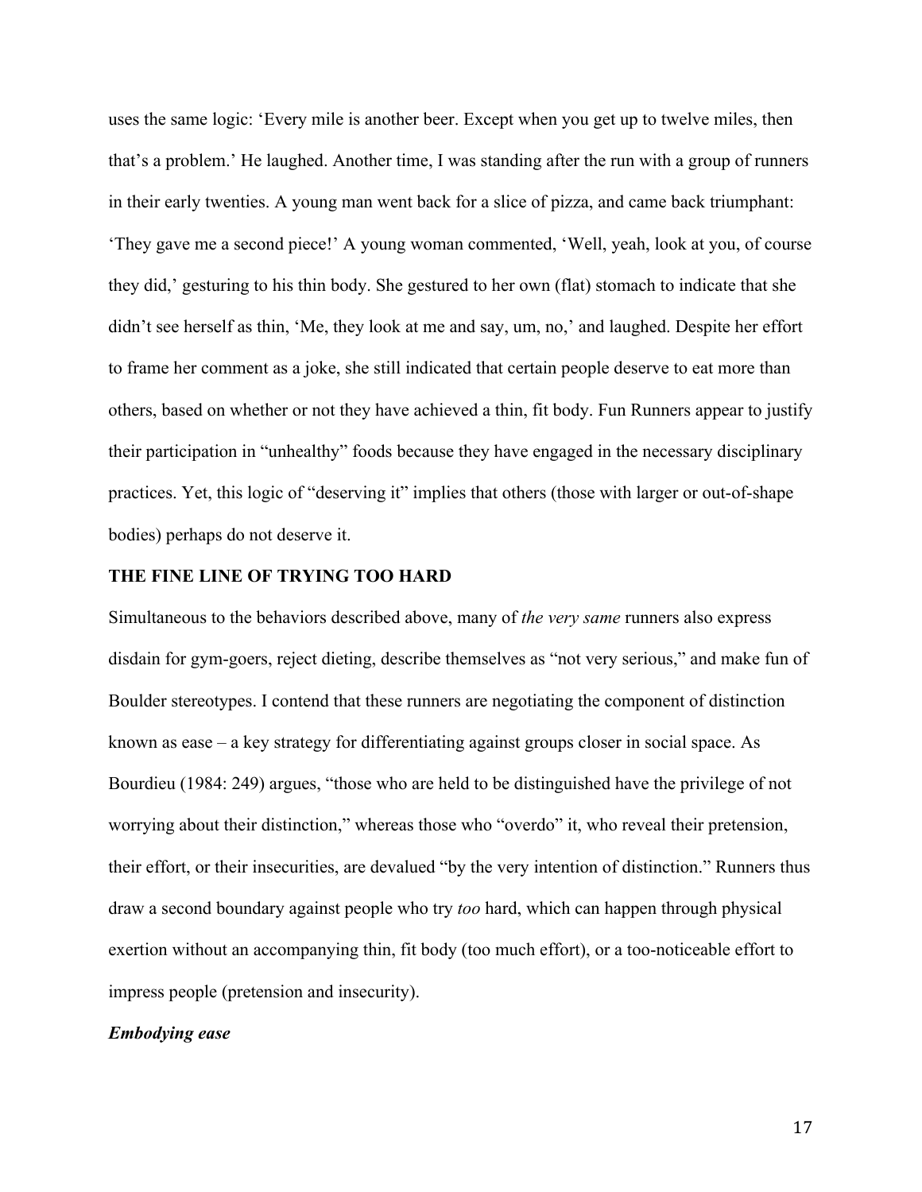uses the same logic: 'Every mile is another beer. Except when you get up to twelve miles, then that's a problem.' He laughed. Another time, I was standing after the run with a group of runners in their early twenties. A young man went back for a slice of pizza, and came back triumphant: 'They gave me a second piece!' A young woman commented, 'Well, yeah, look at you, of course they did,' gesturing to his thin body. She gestured to her own (flat) stomach to indicate that she didn't see herself as thin, 'Me, they look at me and say, um, no,' and laughed. Despite her effort to frame her comment as a joke, she still indicated that certain people deserve to eat more than others, based on whether or not they have achieved a thin, fit body. Fun Runners appear to justify their participation in "unhealthy" foods because they have engaged in the necessary disciplinary practices. Yet, this logic of "deserving it" implies that others (those with larger or out-of-shape bodies) perhaps do not deserve it.

## THE FINE LINE OF TRYING TOO HARD

Simultaneous to the behaviors described above, many of *the very same* runners also express disdain for gym-goers, reject dieting, describe themselves as "not very serious," and make fun of Boulder stereotypes. I contend that these runners are negotiating the component of distinction known as ease – a key strategy for differentiating against groups closer in social space. As Bourdieu (1984: 249) argues, "those who are held to be distinguished have the privilege of not worrying about their distinction," whereas those who "overdo" it, who reveal their pretension, their effort, or their insecurities, are devalued "by the very intention of distinction." Runners thus draw a second boundary against people who try *too* hard, which can happen through physical exertion without an accompanying thin, fit body (too much effort), or a too-noticeable effort to impress people (pretension and insecurity).

### *Embodying ease*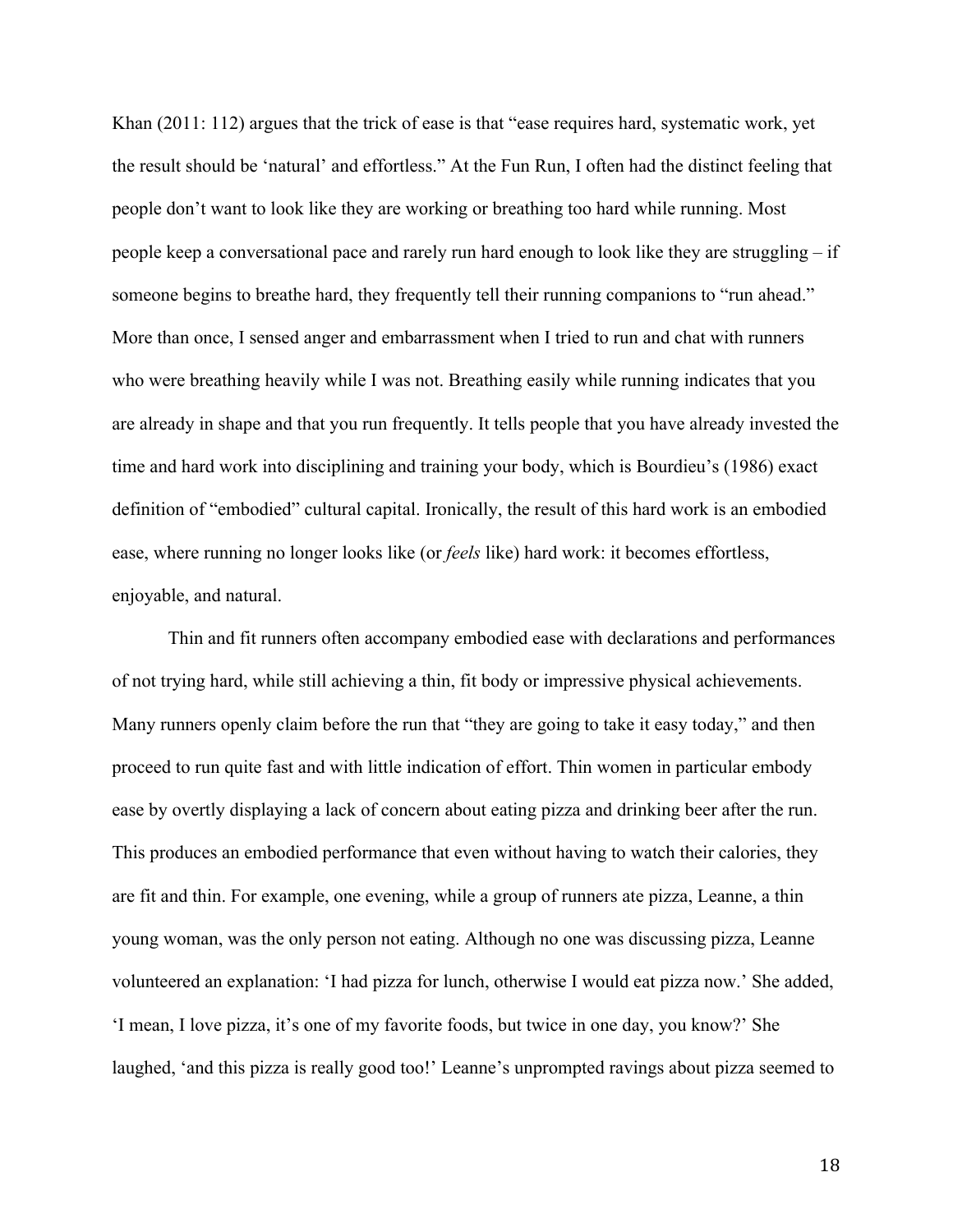Khan (2011: 112) argues that the trick of ease is that "ease requires hard, systematic work, yet the result should be 'natural' and effortless." At the Fun Run, I often had the distinct feeling that people don't want to look like they are working or breathing too hard while running. Most people keep a conversational pace and rarely run hard enough to look like they are struggling – if someone begins to breathe hard, they frequently tell their running companions to "run ahead." More than once, I sensed anger and embarrassment when I tried to run and chat with runners who were breathing heavily while I was not. Breathing easily while running indicates that you are already in shape and that you run frequently. It tells people that you have already invested the time and hard work into disciplining and training your body, which is Bourdieu's (1986) exact definition of "embodied" cultural capital. Ironically, the result of this hard work is an embodied ease, where running no longer looks like (or *feels* like) hard work: it becomes effortless, enjoyable, and natural.

Thin and fit runners often accompany embodied ease with declarations and performances of not trying hard, while still achieving a thin, fit body or impressive physical achievements. Many runners openly claim before the run that "they are going to take it easy today," and then proceed to run quite fast and with little indication of effort. Thin women in particular embody ease by overtly displaying a lack of concern about eating pizza and drinking beer after the run. This produces an embodied performance that even without having to watch their calories, they are fit and thin. For example, one evening, while a group of runners ate pizza, Leanne, a thin young woman, was the only person not eating. Although no one was discussing pizza, Leanne volunteered an explanation: 'I had pizza for lunch, otherwise I would eat pizza now.' She added, 'I mean, I love pizza, it's one of my favorite foods, but twice in one day, you know?' She laughed, 'and this pizza is really good too!' Leanne's unprompted ravings about pizza seemed to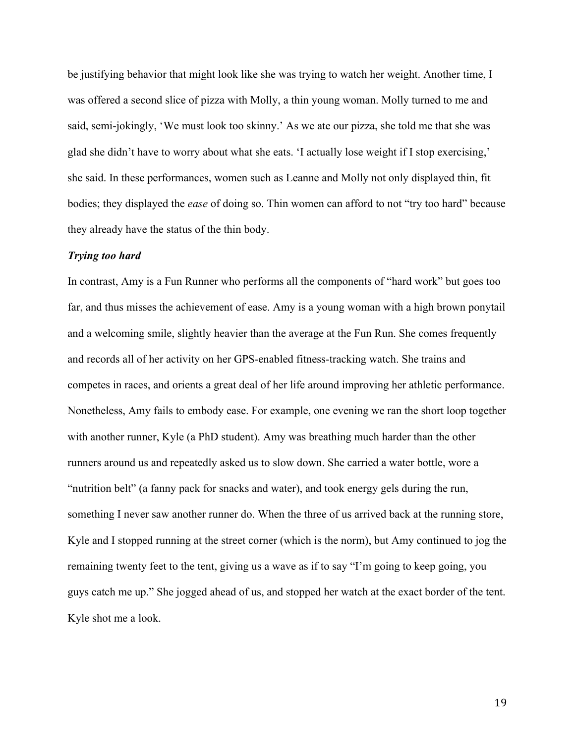be justifying behavior that might look like she was trying to watch her weight. Another time, I was offered a second slice of pizza with Molly, a thin young woman. Molly turned to me and said, semi-jokingly, 'We must look too skinny.' As we ate our pizza, she told me that she was glad she didn't have to worry about what she eats. 'I actually lose weight if I stop exercising,' she said. In these performances, women such as Leanne and Molly not only displayed thin, fit bodies; they displayed the *ease* of doing so. Thin women can afford to not "try too hard" because they already have the status of the thin body.

***Trying too hard***

In contrast, Amy is a Fun Runner who performs all the components of "hard work" but goes too far, and thus misses the achievement of ease. Amy is a young woman with a high brown ponytail and a welcoming smile, slightly heavier than the average at the Fun Run. She comes frequently and records all of her activity on her GPS-enabled fitness-tracking watch. She trains and competes in races, and orients a great deal of her life around improving her athletic performance. Nonetheless, Amy fails to embody ease. For example, one evening we ran the short loop together with another runner, Kyle (a PhD student). Amy was breathing much harder than the other runners around us and repeatedly asked us to slow down. She carried a water bottle, wore a "nutrition belt" (a fanny pack for snacks and water), and took energy gels during the run, something I never saw another runner do. When the three of us arrived back at the running store, Kyle and I stopped running at the street corner (which is the norm), but Amy continued to jog the remaining twenty feet to the tent, giving us a wave as if to say "I'm going to keep going, you guys catch me up." She jogged ahead of us, and stopped her watch at the exact border of the tent. Kyle shot me a look.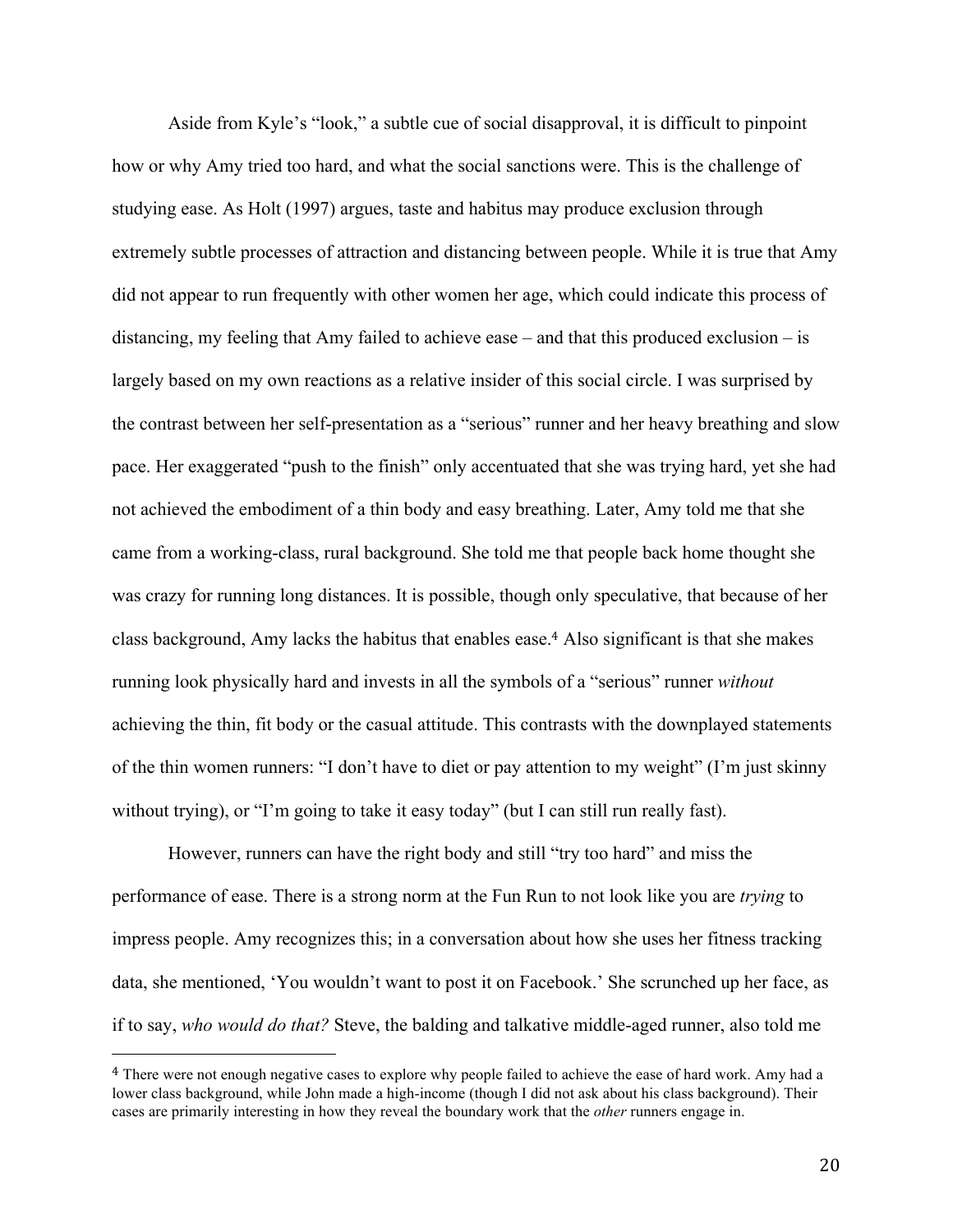Aside from Kyle's "look," a subtle cue of social disapproval, it is difficult to pinpoint how or why Amy tried too hard, and what the social sanctions were. This is the challenge of studying ease. As Holt (1997) argues, taste and habitus may produce exclusion through extremely subtle processes of attraction and distancing between people. While it is true that Amy did not appear to run frequently with other women her age, which could indicate this process of distancing, my feeling that Amy failed to achieve ease – and that this produced exclusion – is largely based on my own reactions as a relative insider of this social circle. I was surprised by the contrast between her self-presentation as a "serious" runner and her heavy breathing and slow pace. Her exaggerated "push to the finish" only accentuated that she was trying hard, yet she had not achieved the embodiment of a thin body and easy breathing. Later, Amy told me that she came from a working-class, rural background. She told me that people back home thought she was crazy for running long distances. It is possible, though only speculative, that because of her class background, Amy lacks the habitus that enables ease.[4] Also significant is that she makes running look physically hard and invests in all the symbols of a "serious" runner *without* achieving the thin, fit body or the casual attitude. This contrasts with the downplayed statements of the thin women runners: "I don't have to diet or pay attention to my weight" (I'm just skinny without trying), or "I'm going to take it easy today" (but I can still run really fast).

However, runners can have the right body and still "try too hard" and miss the performance of ease. There is a strong norm at the Fun Run to not look like you are *trying* to impress people. Amy recognizes this; in a conversation about how she uses her fitness tracking data, she mentioned, 'You wouldn't want to post it on Facebook.' She scrunched up her face, as if to say, *who would do that?* Steve, the balding and talkative middle-aged runner, also told me

---

[4] There were not enough negative cases to explore why people failed to achieve the ease of hard work. Amy had a lower class background, while John made a high-income (though I did not ask about his class background). Their cases are primarily interesting in how they reveal the boundary work that the *other* runners engage in.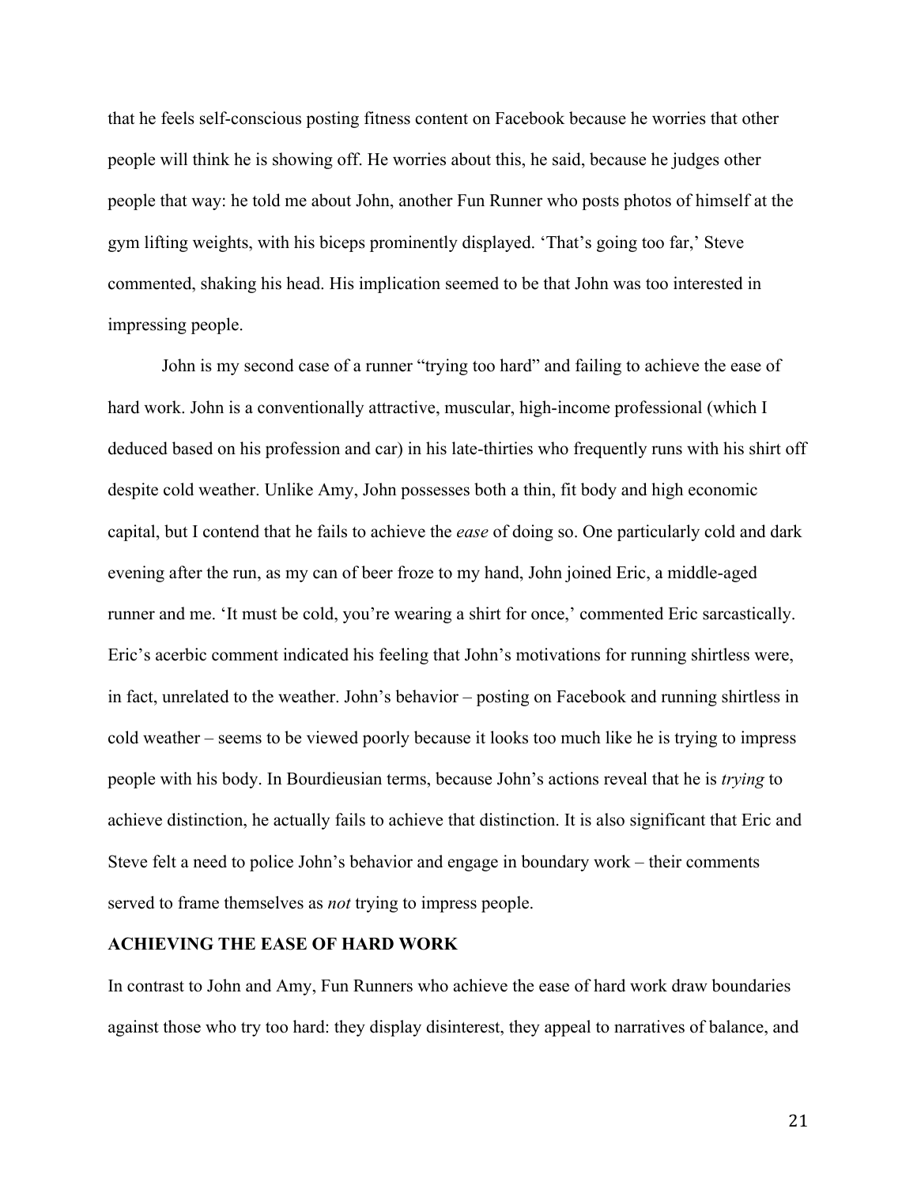that he feels self-conscious posting fitness content on Facebook because he worries that other people will think he is showing off. He worries about this, he said, because he judges other people that way: he told me about John, another Fun Runner who posts photos of himself at the gym lifting weights, with his biceps prominently displayed. 'That's going too far,' Steve commented, shaking his head. His implication seemed to be that John was too interested in impressing people.

John is my second case of a runner "trying too hard" and failing to achieve the ease of hard work. John is a conventionally attractive, muscular, high-income professional (which I deduced based on his profession and car) in his late-thirties who frequently runs with his shirt off despite cold weather. Unlike Amy, John possesses both a thin, fit body and high economic capital, but I contend that he fails to achieve the *ease* of doing so. One particularly cold and dark evening after the run, as my can of beer froze to my hand, John joined Eric, a middle-aged runner and me. 'It must be cold, you're wearing a shirt for once,' commented Eric sarcastically. Eric's acerbic comment indicated his feeling that John's motivations for running shirtless were, in fact, unrelated to the weather. John's behavior – posting on Facebook and running shirtless in cold weather – seems to be viewed poorly because it looks too much like he is trying to impress people with his body. In Bourdieusian terms, because John's actions reveal that he is *trying* to achieve distinction, he actually fails to achieve that distinction. It is also significant that Eric and Steve felt a need to police John's behavior and engage in boundary work – their comments served to frame themselves as *not* trying to impress people.

## ACHIEVING THE EASE OF HARD WORK

In contrast to John and Amy, Fun Runners who achieve the ease of hard work draw boundaries against those who try too hard: they display disinterest, they appeal to narratives of balance, and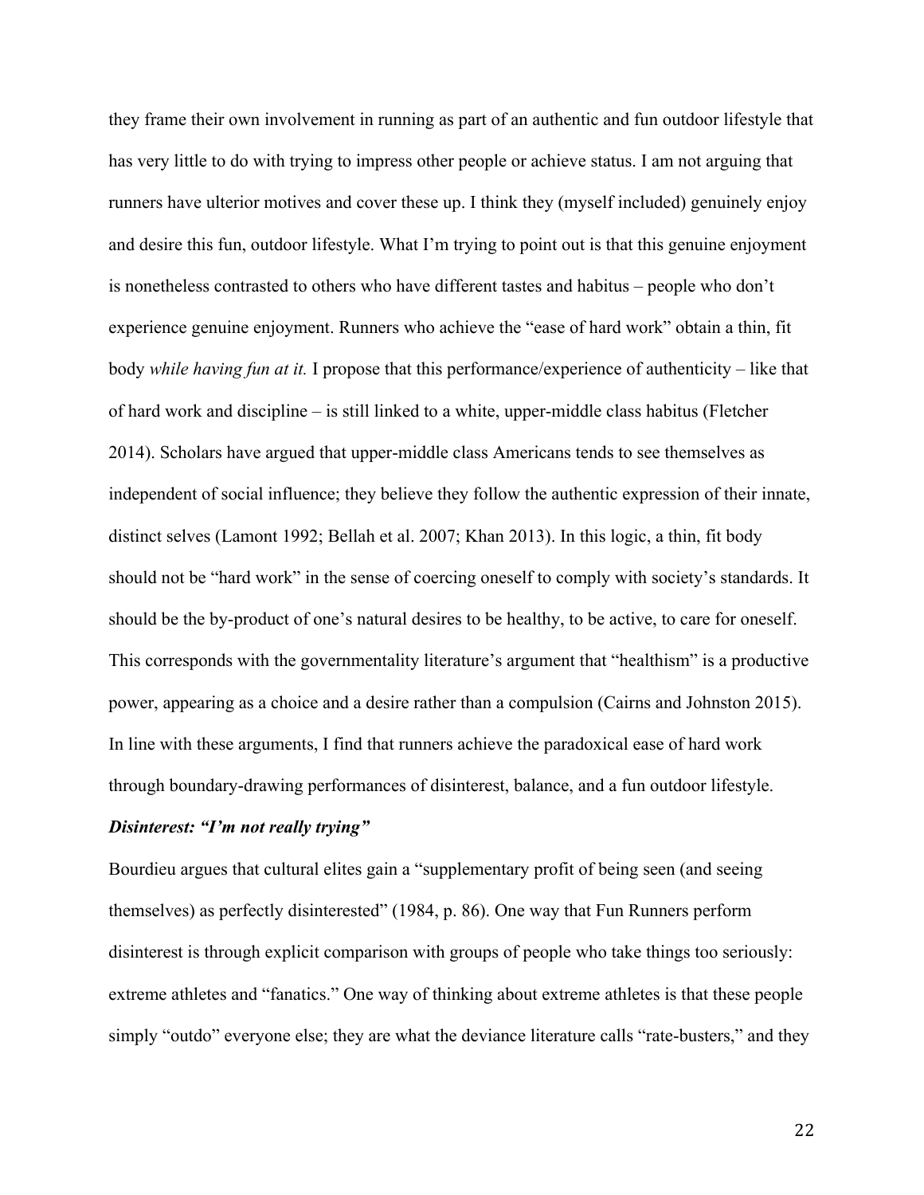they frame their own involvement in running as part of an authentic and fun outdoor lifestyle that has very little to do with trying to impress other people or achieve status. I am not arguing that runners have ulterior motives and cover these up. I think they (myself included) genuinely enjoy and desire this fun, outdoor lifestyle. What I'm trying to point out is that this genuine enjoyment is nonetheless contrasted to others who have different tastes and habitus – people who don't experience genuine enjoyment. Runners who achieve the "ease of hard work" obtain a thin, fit body *while having fun at it.* I propose that this performance/experience of authenticity – like that of hard work and discipline – is still linked to a white, upper-middle class habitus (Fletcher 2014). Scholars have argued that upper-middle class Americans tends to see themselves as independent of social influence; they believe they follow the authentic expression of their innate, distinct selves (Lamont 1992; Bellah et al. 2007; Khan 2013). In this logic, a thin, fit body should not be "hard work" in the sense of coercing oneself to comply with society's standards. It should be the by-product of one's natural desires to be healthy, to be active, to care for oneself. This corresponds with the governmentality literature's argument that "healthism" is a productive power, appearing as a choice and a desire rather than a compulsion (Cairns and Johnston 2015). In line with these arguments, I find that runners achieve the paradoxical ease of hard work through boundary-drawing performances of disinterest, balance, and a fun outdoor lifestyle.

***Disinterest: "I'm not really trying"***

Bourdieu argues that cultural elites gain a "supplementary profit of being seen (and seeing themselves) as perfectly disinterested" (1984, p. 86). One way that Fun Runners perform disinterest is through explicit comparison with groups of people who take things too seriously: extreme athletes and "fanatics." One way of thinking about extreme athletes is that these people simply "outdo" everyone else; they are what the deviance literature calls "rate-busters," and they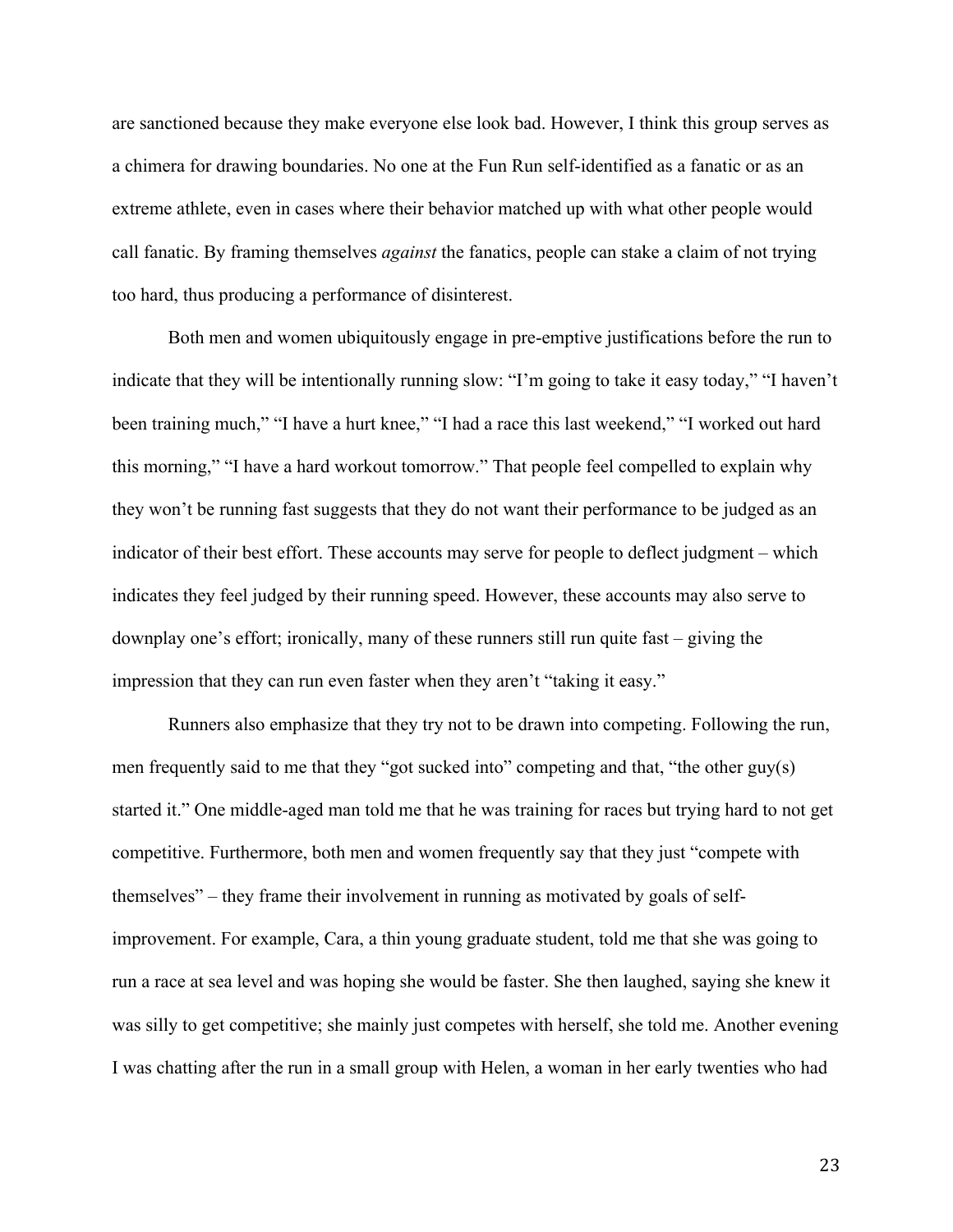are sanctioned because they make everyone else look bad. However, I think this group serves as a chimera for drawing boundaries. No one at the Fun Run self-identified as a fanatic or as an extreme athlete, even in cases where their behavior matched up with what other people would call fanatic. By framing themselves *against* the fanatics, people can stake a claim of not trying too hard, thus producing a performance of disinterest.

Both men and women ubiquitously engage in pre-emptive justifications before the run to indicate that they will be intentionally running slow: "I'm going to take it easy today," "I haven't been training much," "I have a hurt knee," "I had a race this last weekend," "I worked out hard this morning," "I have a hard workout tomorrow." That people feel compelled to explain why they won't be running fast suggests that they do not want their performance to be judged as an indicator of their best effort. These accounts may serve for people to deflect judgment – which indicates they feel judged by their running speed. However, these accounts may also serve to downplay one's effort; ironically, many of these runners still run quite fast – giving the impression that they can run even faster when they aren't "taking it easy."

Runners also emphasize that they try not to be drawn into competing. Following the run, men frequently said to me that they "got sucked into" competing and that, "the other guy(s) started it." One middle-aged man told me that he was training for races but trying hard to not get competitive. Furthermore, both men and women frequently say that they just "compete with themselves" – they frame their involvement in running as motivated by goals of self-improvement. For example, Cara, a thin young graduate student, told me that she was going to run a race at sea level and was hoping she would be faster. She then laughed, saying she knew it was silly to get competitive; she mainly just competes with herself, she told me. Another evening I was chatting after the run in a small group with Helen, a woman in her early twenties who had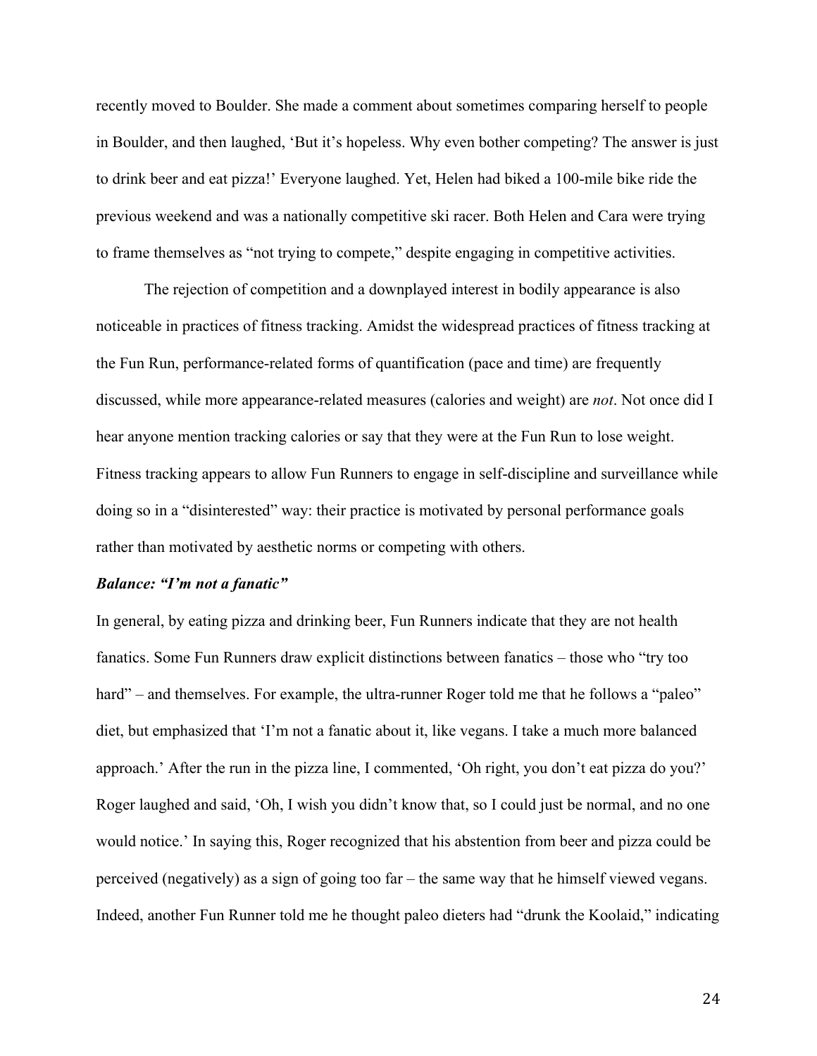recently moved to Boulder. She made a comment about sometimes comparing herself to people in Boulder, and then laughed, 'But it's hopeless. Why even bother competing? The answer is just to drink beer and eat pizza!' Everyone laughed. Yet, Helen had biked a 100-mile bike ride the previous weekend and was a nationally competitive ski racer. Both Helen and Cara were trying to frame themselves as "not trying to compete," despite engaging in competitive activities.

The rejection of competition and a downplayed interest in bodily appearance is also noticeable in practices of fitness tracking. Amidst the widespread practices of fitness tracking at the Fun Run, performance-related forms of quantification (pace and time) are frequently discussed, while more appearance-related measures (calories and weight) are *not*. Not once did I hear anyone mention tracking calories or say that they were at the Fun Run to lose weight. Fitness tracking appears to allow Fun Runners to engage in self-discipline and surveillance while doing so in a "disinterested" way: their practice is motivated by personal performance goals rather than motivated by aesthetic norms or competing with others.

***Balance: "I'm not a fanatic"***

In general, by eating pizza and drinking beer, Fun Runners indicate that they are not health fanatics. Some Fun Runners draw explicit distinctions between fanatics – those who "try too hard" – and themselves. For example, the ultra-runner Roger told me that he follows a "paleo" diet, but emphasized that 'I'm not a fanatic about it, like vegans. I take a much more balanced approach.' After the run in the pizza line, I commented, 'Oh right, you don't eat pizza do you?' Roger laughed and said, 'Oh, I wish you didn't know that, so I could just be normal, and no one would notice.' In saying this, Roger recognized that his abstention from beer and pizza could be perceived (negatively) as a sign of going too far – the same way that he himself viewed vegans. Indeed, another Fun Runner told me he thought paleo dieters had "drunk the Koolaid," indicating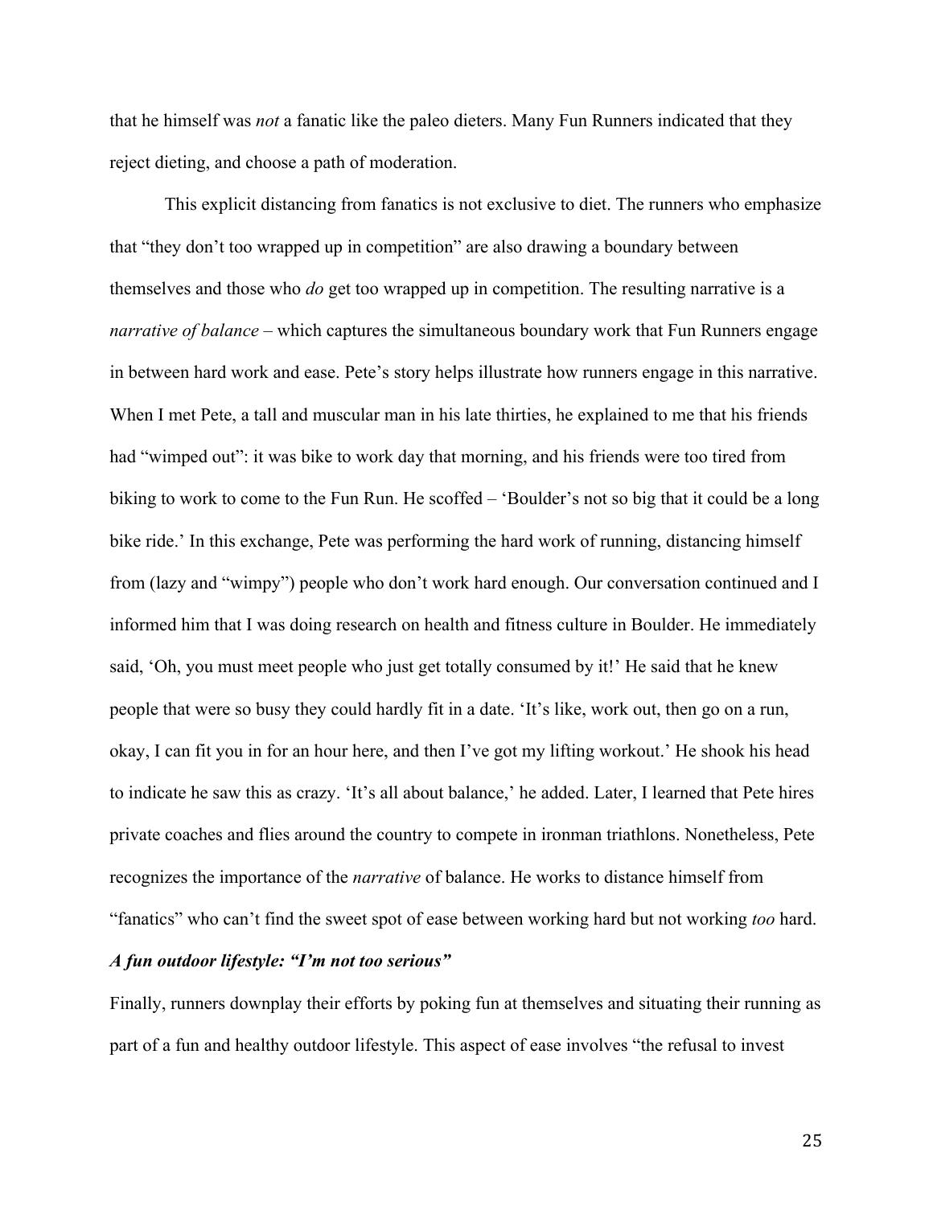that he himself was *not* a fanatic like the paleo dieters. Many Fun Runners indicated that they reject dieting, and choose a path of moderation.

This explicit distancing from fanatics is not exclusive to diet. The runners who emphasize that "they don't too wrapped up in competition" are also drawing a boundary between themselves and those who *do* get too wrapped up in competition. The resulting narrative is a *narrative of balance* – which captures the simultaneous boundary work that Fun Runners engage in between hard work and ease. Pete's story helps illustrate how runners engage in this narrative. When I met Pete, a tall and muscular man in his late thirties, he explained to me that his friends had "wimped out": it was bike to work day that morning, and his friends were too tired from biking to work to come to the Fun Run. He scoffed – 'Boulder's not so big that it could be a long bike ride.' In this exchange, Pete was performing the hard work of running, distancing himself from (lazy and "wimpy") people who don't work hard enough. Our conversation continued and I informed him that I was doing research on health and fitness culture in Boulder. He immediately said, 'Oh, you must meet people who just get totally consumed by it!' He said that he knew people that were so busy they could hardly fit in a date. 'It's like, work out, then go on a run, okay, I can fit you in for an hour here, and then I've got my lifting workout.' He shook his head to indicate he saw this as crazy. 'It's all about balance,' he added. Later, I learned that Pete hires private coaches and flies around the country to compete in ironman triathlons. Nonetheless, Pete recognizes the importance of the *narrative* of balance. He works to distance himself from "fanatics" who can't find the sweet spot of ease between working hard but not working *too* hard.

### ***A fun outdoor lifestyle: "I'm not too serious"***

Finally, runners downplay their efforts by poking fun at themselves and situating their running as part of a fun and healthy outdoor lifestyle. This aspect of ease involves "the refusal to invest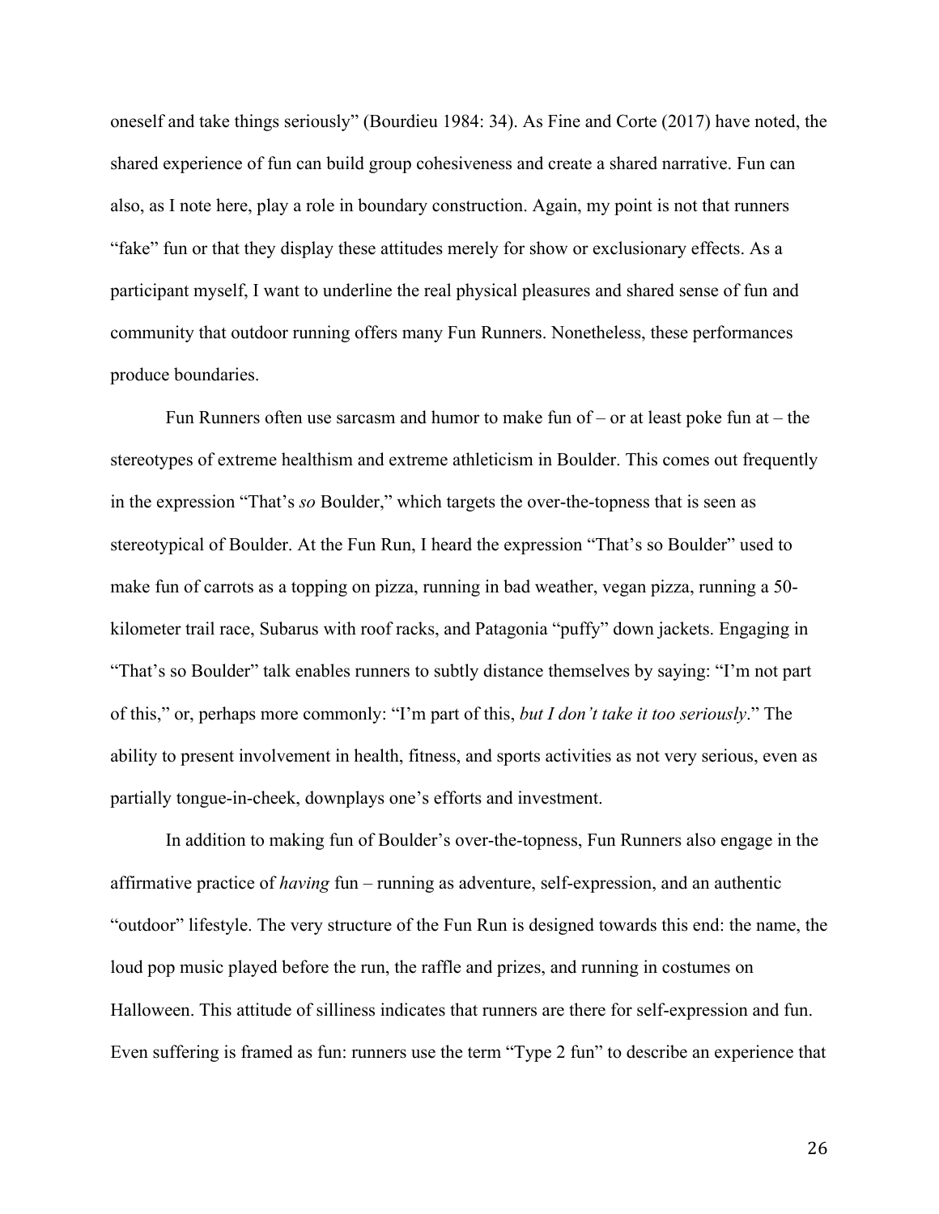oneself and take things seriously" (Bourdieu 1984: 34). As Fine and Corte (2017) have noted, the shared experience of fun can build group cohesiveness and create a shared narrative. Fun can also, as I note here, play a role in boundary construction. Again, my point is not that runners "fake" fun or that they display these attitudes merely for show or exclusionary effects. As a participant myself, I want to underline the real physical pleasures and shared sense of fun and community that outdoor running offers many Fun Runners. Nonetheless, these performances produce boundaries.

Fun Runners often use sarcasm and humor to make fun of – or at least poke fun at – the stereotypes of extreme healthism and extreme athleticism in Boulder. This comes out frequently in the expression "That's *so* Boulder," which targets the over-the-topness that is seen as stereotypical of Boulder. At the Fun Run, I heard the expression "That's so Boulder" used to make fun of carrots as a topping on pizza, running in bad weather, vegan pizza, running a 50-kilometer trail race, Subarus with roof racks, and Patagonia "puffy" down jackets. Engaging in "That's so Boulder" talk enables runners to subtly distance themselves by saying: "I'm not part of this," or, perhaps more commonly: "I'm part of this, *but I don't take it too seriously*." The ability to present involvement in health, fitness, and sports activities as not very serious, even as partially tongue-in-cheek, downplays one's efforts and investment.

In addition to making fun of Boulder's over-the-topness, Fun Runners also engage in the affirmative practice of *having* fun – running as adventure, self-expression, and an authentic "outdoor" lifestyle. The very structure of the Fun Run is designed towards this end: the name, the loud pop music played before the run, the raffle and prizes, and running in costumes on Halloween. This attitude of silliness indicates that runners are there for self-expression and fun. Even suffering is framed as fun: runners use the term "Type 2 fun" to describe an experience that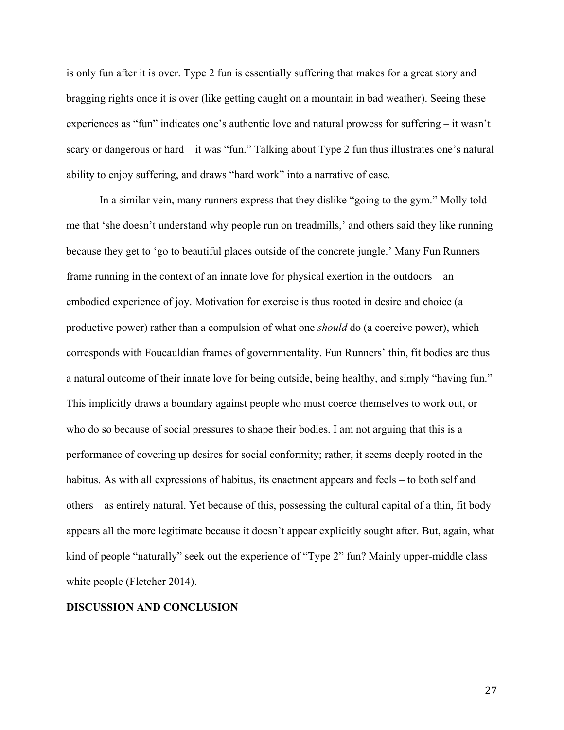is only fun after it is over. Type 2 fun is essentially suffering that makes for a great story and bragging rights once it is over (like getting caught on a mountain in bad weather). Seeing these experiences as "fun" indicates one's authentic love and natural prowess for suffering – it wasn't scary or dangerous or hard – it was "fun." Talking about Type 2 fun thus illustrates one's natural ability to enjoy suffering, and draws "hard work" into a narrative of ease.

In a similar vein, many runners express that they dislike "going to the gym." Molly told me that 'she doesn't understand why people run on treadmills,' and others said they like running because they get to 'go to beautiful places outside of the concrete jungle.' Many Fun Runners frame running in the context of an innate love for physical exertion in the outdoors – an embodied experience of joy. Motivation for exercise is thus rooted in desire and choice (a productive power) rather than a compulsion of what one *should* do (a coercive power), which corresponds with Foucauldian frames of governmentality. Fun Runners' thin, fit bodies are thus a natural outcome of their innate love for being outside, being healthy, and simply "having fun." This implicitly draws a boundary against people who must coerce themselves to work out, or who do so because of social pressures to shape their bodies. I am not arguing that this is a performance of covering up desires for social conformity; rather, it seems deeply rooted in the habitus. As with all expressions of habitus, its enactment appears and feels – to both self and others – as entirely natural. Yet because of this, possessing the cultural capital of a thin, fit body appears all the more legitimate because it doesn't appear explicitly sought after. But, again, what kind of people "naturally" seek out the experience of "Type 2" fun? Mainly upper-middle class white people (Fletcher 2014).

## DISCUSSION AND CONCLUSION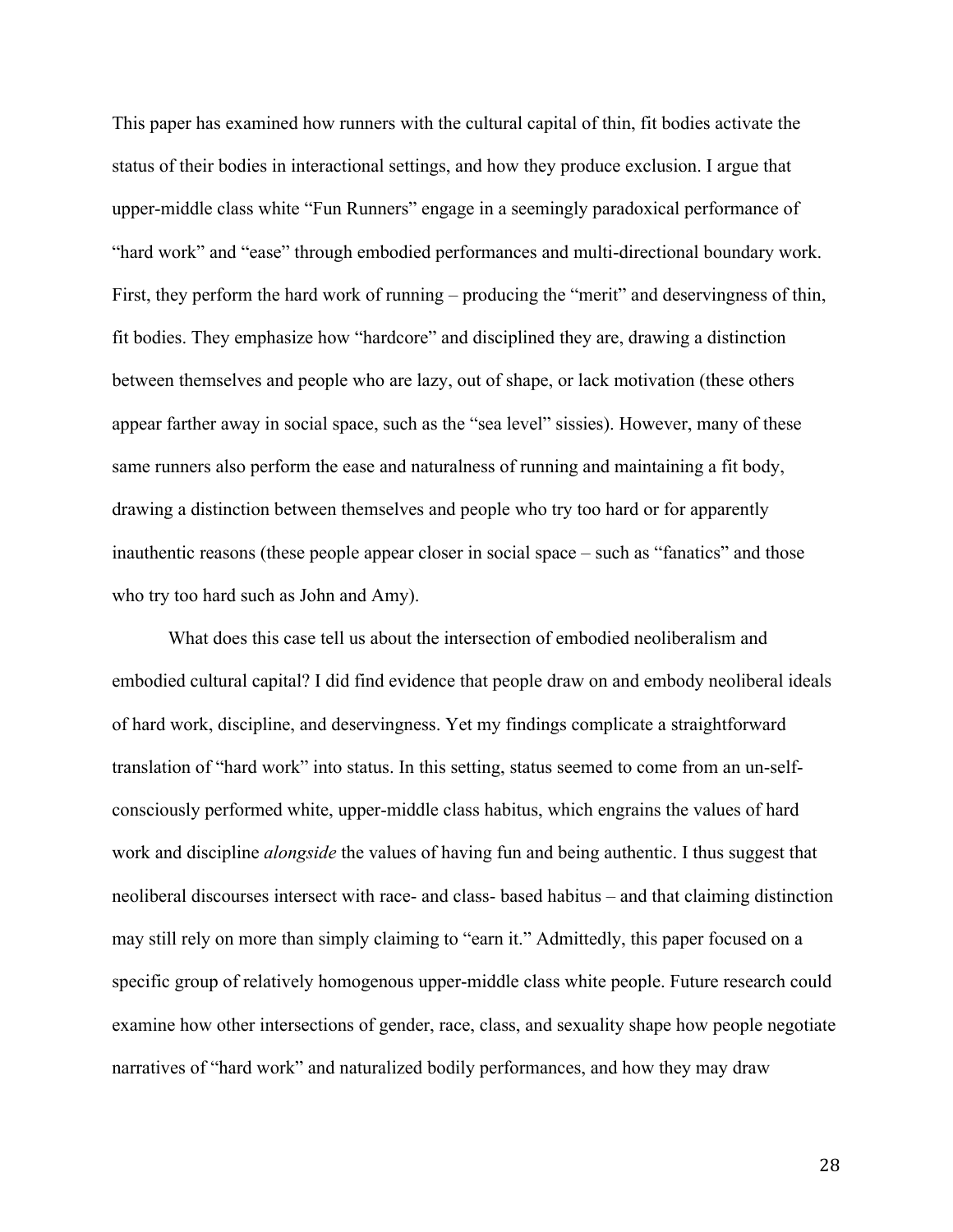This paper has examined how runners with the cultural capital of thin, fit bodies activate the status of their bodies in interactional settings, and how they produce exclusion. I argue that upper-middle class white "Fun Runners" engage in a seemingly paradoxical performance of "hard work" and "ease" through embodied performances and multi-directional boundary work. First, they perform the hard work of running – producing the "merit" and deservingness of thin, fit bodies. They emphasize how "hardcore" and disciplined they are, drawing a distinction between themselves and people who are lazy, out of shape, or lack motivation (these others appear farther away in social space, such as the "sea level" sissies). However, many of these same runners also perform the ease and naturalness of running and maintaining a fit body, drawing a distinction between themselves and people who try too hard or for apparently inauthentic reasons (these people appear closer in social space – such as "fanatics" and those who try too hard such as John and Amy).

What does this case tell us about the intersection of embodied neoliberalism and embodied cultural capital? I did find evidence that people draw on and embody neoliberal ideals of hard work, discipline, and deservingness. Yet my findings complicate a straightforward translation of "hard work" into status. In this setting, status seemed to come from an un-self-consciously performed white, upper-middle class habitus, which engrains the values of hard work and discipline *alongside* the values of having fun and being authentic. I thus suggest that neoliberal discourses intersect with race- and class- based habitus – and that claiming distinction may still rely on more than simply claiming to "earn it." Admittedly, this paper focused on a specific group of relatively homogenous upper-middle class white people. Future research could examine how other intersections of gender, race, class, and sexuality shape how people negotiate narratives of "hard work" and naturalized bodily performances, and how they may draw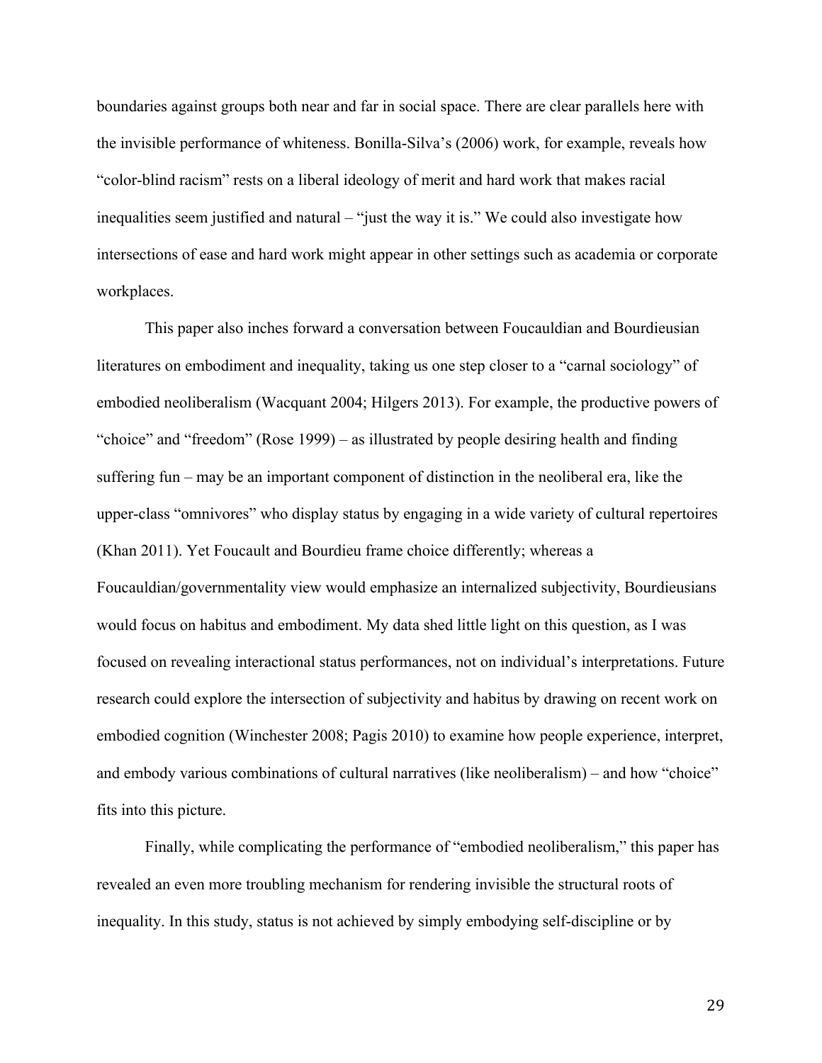boundaries against groups both near and far in social space. There are clear parallels here with the invisible performance of whiteness. Bonilla-Silva's (2006) work, for example, reveals how "color-blind racism" rests on a liberal ideology of merit and hard work that makes racial inequalities seem justified and natural – "just the way it is." We could also investigate how intersections of ease and hard work might appear in other settings such as academia or corporate workplaces.

This paper also inches forward a conversation between Foucauldian and Bourdieusian literatures on embodiment and inequality, taking us one step closer to a "carnal sociology" of embodied neoliberalism (Wacquant 2004; Hilgers 2013). For example, the productive powers of "choice" and "freedom" (Rose 1999) – as illustrated by people desiring health and finding suffering fun – may be an important component of distinction in the neoliberal era, like the upper-class "omnivores" who display status by engaging in a wide variety of cultural repertoires (Khan 2011). Yet Foucault and Bourdieu frame choice differently; whereas a Foucauldian/governmentality view would emphasize an internalized subjectivity, Bourdieusians would focus on habitus and embodiment. My data shed little light on this question, as I was focused on revealing interactional status performances, not on individual's interpretations. Future research could explore the intersection of subjectivity and habitus by drawing on recent work on embodied cognition (Winchester 2008; Pagis 2010) to examine how people experience, interpret, and embody various combinations of cultural narratives (like neoliberalism) – and how "choice" fits into this picture.

Finally, while complicating the performance of "embodied neoliberalism," this paper has revealed an even more troubling mechanism for rendering invisible the structural roots of inequality. In this study, status is not achieved by simply embodying self-discipline or by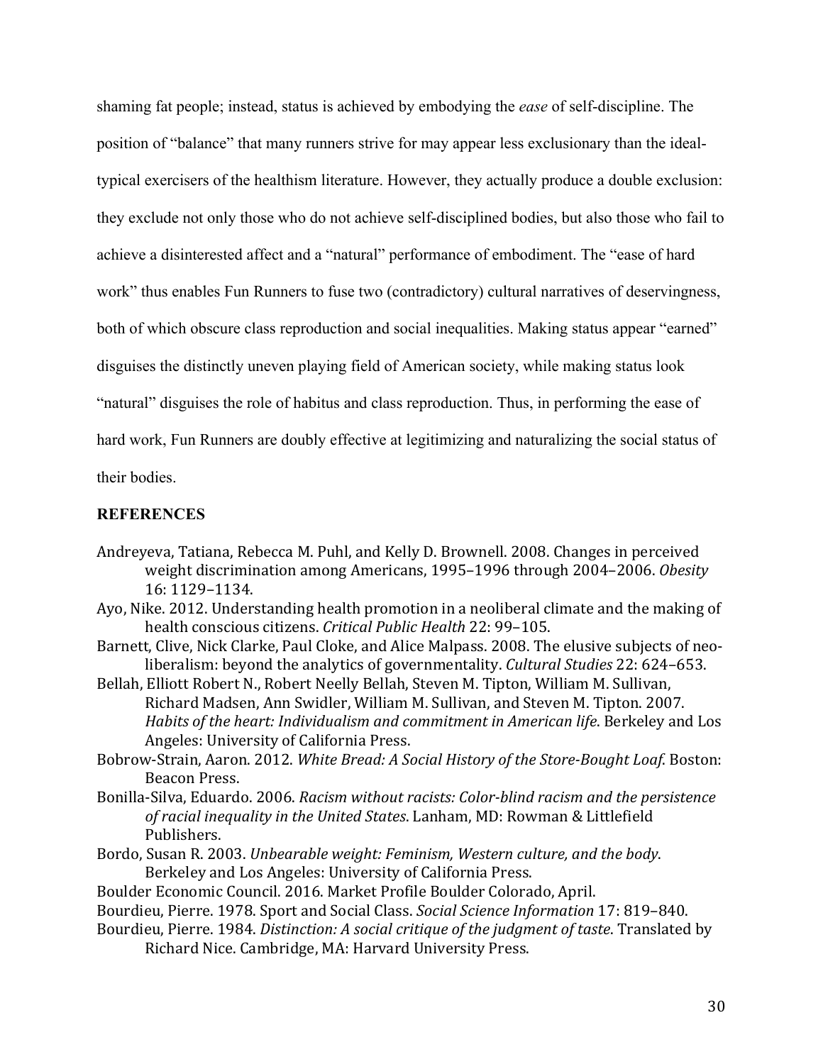shaming fat people; instead, status is achieved by embodying the *ease* of self-discipline. The position of "balance" that many runners strive for may appear less exclusionary than the ideal-typical exercisers of the healthism literature. However, they actually produce a double exclusion: they exclude not only those who do not achieve self-disciplined bodies, but also those who fail to achieve a disinterested affect and a "natural" performance of embodiment. The "ease of hard work" thus enables Fun Runners to fuse two (contradictory) cultural narratives of deservingness, both of which obscure class reproduction and social inequalities. Making status appear "earned" disguises the distinctly uneven playing field of American society, while making status look "natural" disguises the role of habitus and class reproduction. Thus, in performing the ease of hard work, Fun Runners are doubly effective at legitimizing and naturalizing the social status of their bodies.

## REFERENCES

Andreyeva, Tatiana, Rebecca M. Puhl, and Kelly D. Brownell. 2008. Changes in perceived weight discrimination among Americans, 1995–1996 through 2004–2006. *Obesity* 16: 1129–1134.

Ayo, Nike. 2012. Understanding health promotion in a neoliberal climate and the making of health conscious citizens. *Critical Public Health* 22: 99–105.

Barnett, Clive, Nick Clarke, Paul Cloke, and Alice Malpass. 2008. The elusive subjects of neo-liberalism: beyond the analytics of governmentality. *Cultural Studies* 22: 624–653.

Bellah, Elliott Robert N., Robert Neelly Bellah, Steven M. Tipton, William M. Sullivan, Richard Madsen, Ann Swidler, William M. Sullivan, and Steven M. Tipton. 2007. *Habits of the heart: Individualism and commitment in American life*. Berkeley and Los Angeles: University of California Press.

Bobrow-Strain, Aaron. 2012. *White Bread: A Social History of the Store-Bought Loaf*. Boston: Beacon Press.

Bonilla-Silva, Eduardo. 2006. *Racism without racists: Color-blind racism and the persistence of racial inequality in the United States*. Lanham, MD: Rowman & Littlefield Publishers.

Bordo, Susan R. 2003. *Unbearable weight: Feminism, Western culture, and the body*. Berkeley and Los Angeles: University of California Press.

Boulder Economic Council. 2016. Market Profile Boulder Colorado, April.

Bourdieu, Pierre. 1978. Sport and Social Class. *Social Science Information* 17: 819–840.

Bourdieu, Pierre. 1984. *Distinction: A social critique of the judgment of taste*. Translated by Richard Nice. Cambridge, MA: Harvard University Press.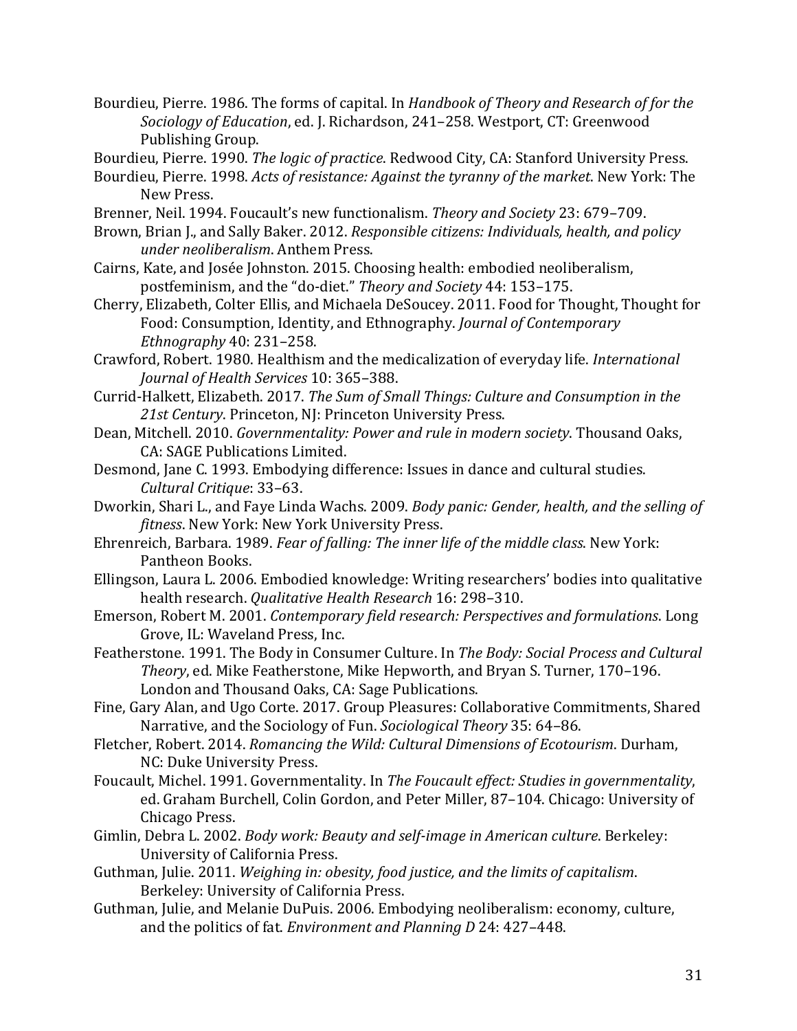Bourdieu, Pierre. 1986. The forms of capital. In *Handbook of Theory and Research of for the Sociology of Education*, ed. J. Richardson, 241–258. Westport, CT: Greenwood Publishing Group.

Bourdieu, Pierre. 1990. *The logic of practice*. Redwood City, CA: Stanford University Press.

Bourdieu, Pierre. 1998. *Acts of resistance: Against the tyranny of the market*. New York: The New Press.

Brenner, Neil. 1994. Foucault's new functionalism. *Theory and Society* 23: 679–709.

Brown, Brian J., and Sally Baker. 2012. *Responsible citizens: Individuals, health, and policy under neoliberalism*. Anthem Press.

Cairns, Kate, and Josée Johnston. 2015. Choosing health: embodied neoliberalism, postfeminism, and the "do-diet." *Theory and Society* 44: 153–175.

Cherry, Elizabeth, Colter Ellis, and Michaela DeSoucey. 2011. Food for Thought, Thought for Food: Consumption, Identity, and Ethnography. *Journal of Contemporary Ethnography* 40: 231–258.

Crawford, Robert. 1980. Healthism and the medicalization of everyday life. *International Journal of Health Services* 10: 365–388.

Currid-Halkett, Elizabeth. 2017. *The Sum of Small Things: Culture and Consumption in the 21st Century*. Princeton, NJ: Princeton University Press.

Dean, Mitchell. 2010. *Governmentality: Power and rule in modern society*. Thousand Oaks, CA: SAGE Publications Limited.

Desmond, Jane C. 1993. Embodying difference: Issues in dance and cultural studies. *Cultural Critique*: 33–63.

Dworkin, Shari L., and Faye Linda Wachs. 2009. *Body panic: Gender, health, and the selling of fitness*. New York: New York University Press.

Ehrenreich, Barbara. 1989. *Fear of falling: The inner life of the middle class*. New York: Pantheon Books.

Ellingson, Laura L. 2006. Embodied knowledge: Writing researchers' bodies into qualitative health research. *Qualitative Health Research* 16: 298–310.

Emerson, Robert M. 2001. *Contemporary field research: Perspectives and formulations*. Long Grove, IL: Waveland Press, Inc.

Featherstone. 1991. The Body in Consumer Culture. In *The Body: Social Process and Cultural Theory*, ed. Mike Featherstone, Mike Hepworth, and Bryan S. Turner, 170–196. London and Thousand Oaks, CA: Sage Publications.

Fine, Gary Alan, and Ugo Corte. 2017. Group Pleasures: Collaborative Commitments, Shared Narrative, and the Sociology of Fun. *Sociological Theory* 35: 64–86.

Fletcher, Robert. 2014. *Romancing the Wild: Cultural Dimensions of Ecotourism*. Durham, NC: Duke University Press.

Foucault, Michel. 1991. Governmentality. In *The Foucault effect: Studies in governmentality*, ed. Graham Burchell, Colin Gordon, and Peter Miller, 87–104. Chicago: University of Chicago Press.

Gimlin, Debra L. 2002. *Body work: Beauty and self-image in American culture*. Berkeley: University of California Press.

Guthman, Julie. 2011. *Weighing in: obesity, food justice, and the limits of capitalism*. Berkeley: University of California Press.

Guthman, Julie, and Melanie DuPuis. 2006. Embodying neoliberalism: economy, culture, and the politics of fat. *Environment and Planning D* 24: 427–448.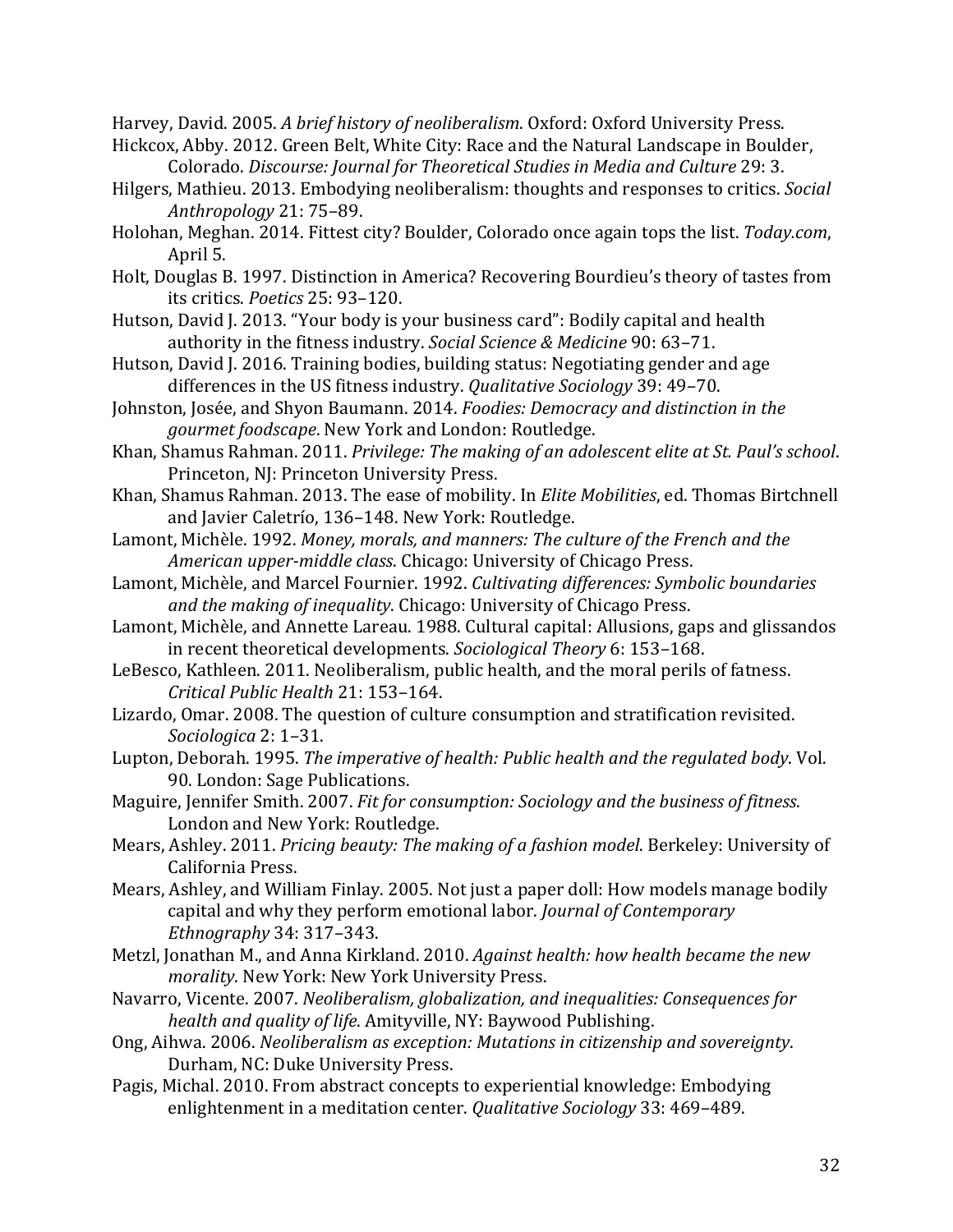Harvey, David. 2005. *A brief history of neoliberalism*. Oxford: Oxford University Press.

Hickcox, Abby. 2012. Green Belt, White City: Race and the Natural Landscape in Boulder, Colorado. *Discourse: Journal for Theoretical Studies in Media and Culture* 29: 3.

Hilgers, Mathieu. 2013. Embodying neoliberalism: thoughts and responses to critics. *Social Anthropology* 21: 75–89.

Holohan, Meghan. 2014. Fittest city? Boulder, Colorado once again tops the list. *Today.com*, April 5.

Holt, Douglas B. 1997. Distinction in America? Recovering Bourdieu's theory of tastes from its critics. *Poetics* 25: 93–120.

Hutson, David J. 2013. "Your body is your business card": Bodily capital and health authority in the fitness industry. *Social Science & Medicine* 90: 63–71.

Hutson, David J. 2016. Training bodies, building status: Negotiating gender and age differences in the US fitness industry. *Qualitative Sociology* 39: 49–70.

Johnston, Josée, and Shyon Baumann. 2014. *Foodies: Democracy and distinction in the gourmet foodscape*. New York and London: Routledge.

Khan, Shamus Rahman. 2011. *Privilege: The making of an adolescent elite at St. Paul's school*. Princeton, NJ: Princeton University Press.

Khan, Shamus Rahman. 2013. The ease of mobility. In *Elite Mobilities*, ed. Thomas Birtchnell and Javier Caletrío, 136–148. New York: Routledge.

Lamont, Michèle. 1992. *Money, morals, and manners: The culture of the French and the American upper-middle class*. Chicago: University of Chicago Press.

Lamont, Michèle, and Marcel Fournier. 1992. *Cultivating differences: Symbolic boundaries and the making of inequality*. Chicago: University of Chicago Press.

Lamont, Michèle, and Annette Lareau. 1988. Cultural capital: Allusions, gaps and glissandos in recent theoretical developments. *Sociological Theory* 6: 153–168.

LeBesco, Kathleen. 2011. Neoliberalism, public health, and the moral perils of fatness. *Critical Public Health* 21: 153–164.

Lizardo, Omar. 2008. The question of culture consumption and stratification revisited. *Sociologica* 2: 1–31.

Lupton, Deborah. 1995. *The imperative of health: Public health and the regulated body*. Vol. 90. London: Sage Publications.

Maguire, Jennifer Smith. 2007. *Fit for consumption: Sociology and the business of fitness*. London and New York: Routledge.

Mears, Ashley. 2011. *Pricing beauty: The making of a fashion model*. Berkeley: University of California Press.

Mears, Ashley, and William Finlay. 2005. Not just a paper doll: How models manage bodily capital and why they perform emotional labor. *Journal of Contemporary Ethnography* 34: 317–343.

Metzl, Jonathan M., and Anna Kirkland. 2010. *Against health: how health became the new morality*. New York: New York University Press.

Navarro, Vicente. 2007. *Neoliberalism, globalization, and inequalities: Consequences for health and quality of life*. Amityville, NY: Baywood Publishing.

Ong, Aihwa. 2006. *Neoliberalism as exception: Mutations in citizenship and sovereignty*. Durham, NC: Duke University Press.

Pagis, Michal. 2010. From abstract concepts to experiential knowledge: Embodying enlightenment in a meditation center. *Qualitative Sociology* 33: 469–489.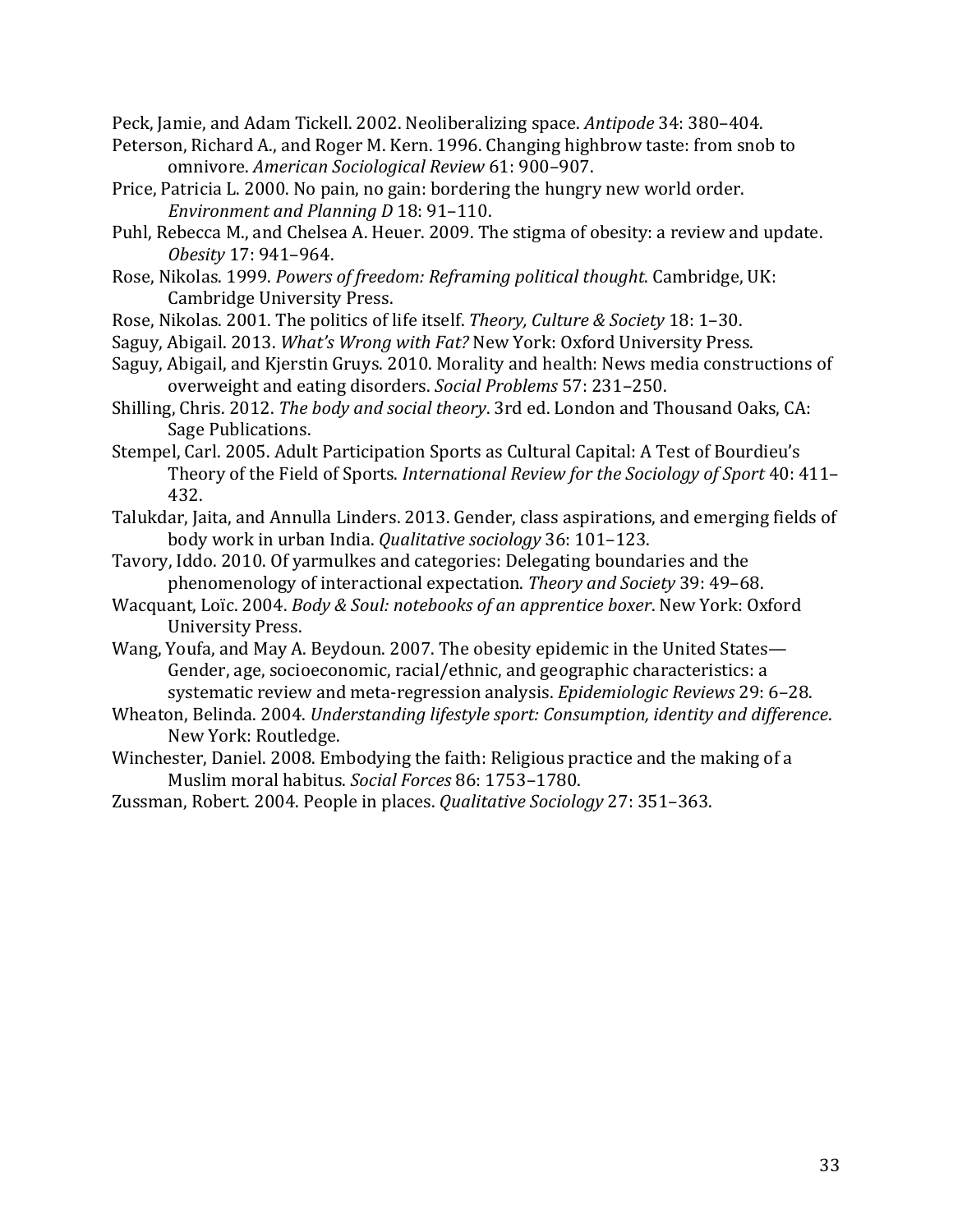Peck, Jamie, and Adam Tickell. 2002. Neoliberalizing space. *Antipode* 34: 380–404.

Peterson, Richard A., and Roger M. Kern. 1996. Changing highbrow taste: from snob to omnivore. *American Sociological Review* 61: 900–907.

Price, Patricia L. 2000. No pain, no gain: bordering the hungry new world order. *Environment and Planning D* 18: 91–110.

Puhl, Rebecca M., and Chelsea A. Heuer. 2009. The stigma of obesity: a review and update. *Obesity* 17: 941–964.

Rose, Nikolas. 1999. *Powers of freedom: Reframing political thought*. Cambridge, UK: Cambridge University Press.

Rose, Nikolas. 2001. The politics of life itself. *Theory, Culture & Society* 18: 1–30.

Saguy, Abigail. 2013. *What's Wrong with Fat?* New York: Oxford University Press.

Saguy, Abigail, and Kjerstin Gruys. 2010. Morality and health: News media constructions of overweight and eating disorders. *Social Problems* 57: 231–250.

Shilling, Chris. 2012. *The body and social theory*. 3rd ed. London and Thousand Oaks, CA: Sage Publications.

Stempel, Carl. 2005. Adult Participation Sports as Cultural Capital: A Test of Bourdieu's Theory of the Field of Sports. *International Review for the Sociology of Sport* 40: 411–432.

Talukdar, Jaita, and Annulla Linders. 2013. Gender, class aspirations, and emerging fields of body work in urban India. *Qualitative sociology* 36: 101–123.

Tavory, Iddo. 2010. Of yarmulkes and categories: Delegating boundaries and the phenomenology of interactional expectation. *Theory and Society* 39: 49–68.

Wacquant, Loïc. 2004. *Body & Soul: notebooks of an apprentice boxer*. New York: Oxford University Press.

Wang, Youfa, and May A. Beydoun. 2007. The obesity epidemic in the United States—Gender, age, socioeconomic, racial/ethnic, and geographic characteristics: a systematic review and meta-regression analysis. *Epidemiologic Reviews* 29: 6–28.

Wheaton, Belinda. 2004. *Understanding lifestyle sport: Consumption, identity and difference*. New York: Routledge.

Winchester, Daniel. 2008. Embodying the faith: Religious practice and the making of a Muslim moral habitus. *Social Forces* 86: 1753–1780.

Zussman, Robert. 2004. People in places. *Qualitative Sociology* 27: 351–363.